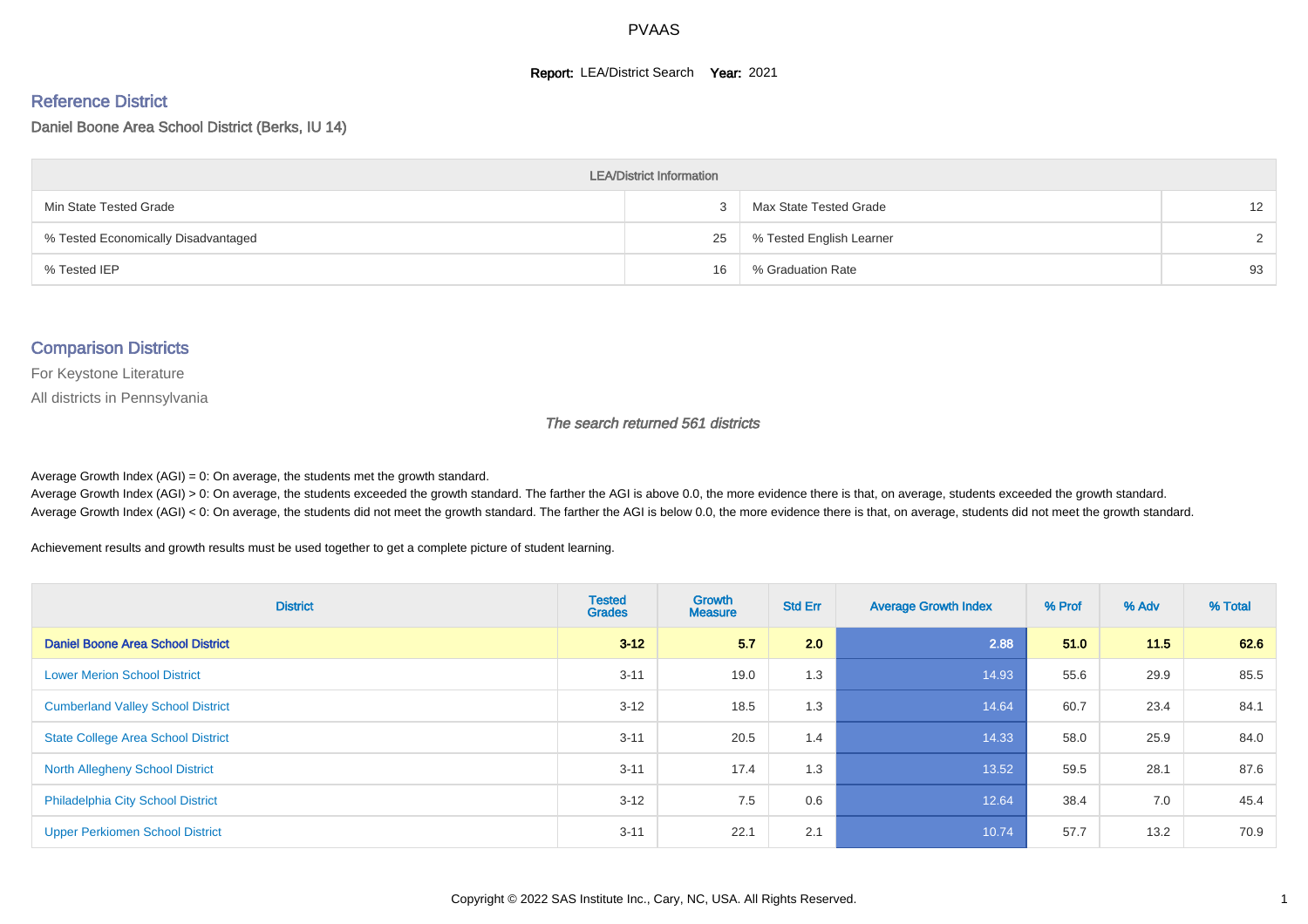PVAAS

**Report:** LEA/District Search **Year:** 2021

## Reference District

Daniel Boone Area School District (Berks, IU 14)

| LEA/District Information | | | |
|---|---|---|---|
| Min State Tested Grade | 3 | Max State Tested Grade | 12 |
| % Tested Economically Disadvantaged | 25 | % Tested English Learner | 2 |
| % Tested IEP | 16 | % Graduation Rate | 93 |

## Comparison Districts

For Keystone Literature

All districts in Pennsylvania

*The search returned 561 districts*

Average Growth Index (AGI) = 0: On average, the students met the growth standard.
Average Growth Index (AGI) > 0: On average, the students exceeded the growth standard. The farther the AGI is above 0.0, the more evidence there is that, on average, students exceeded the growth standard.
Average Growth Index (AGI) < 0: On average, the students did not meet the growth standard. The farther the AGI is below 0.0, the more evidence there is that, on average, students did not meet the growth standard.

Achievement results and growth results must be used together to get a complete picture of student learning.

| District | Tested Grades | Growth Measure | Std Err | Average Growth Index | % Prof | % Adv | % Total |
|---|---|---|---|---|---|---|---|
| **Daniel Boone Area School District** | **3-12** | **5.7** | **2.0** | **2.88** | **51.0** | **11.5** | **62.6** |
| Lower Merion School District | 3-11 | 19.0 | 1.3 | 14.93 | 55.6 | 29.9 | 85.5 |
| Cumberland Valley School District | 3-12 | 18.5 | 1.3 | 14.64 | 60.7 | 23.4 | 84.1 |
| State College Area School District | 3-11 | 20.5 | 1.4 | 14.33 | 58.0 | 25.9 | 84.0 |
| North Allegheny School District | 3-11 | 17.4 | 1.3 | 13.52 | 59.5 | 28.1 | 87.6 |
| Philadelphia City School District | 3-12 | 7.5 | 0.6 | 12.64 | 38.4 | 7.0 | 45.4 |
| Upper Perkiomen School District | 3-11 | 22.1 | 2.1 | 10.74 | 57.7 | 13.2 | 70.9 |

Copyright © 2022 SAS Institute Inc., Cary, NC, USA. All Rights Reserved.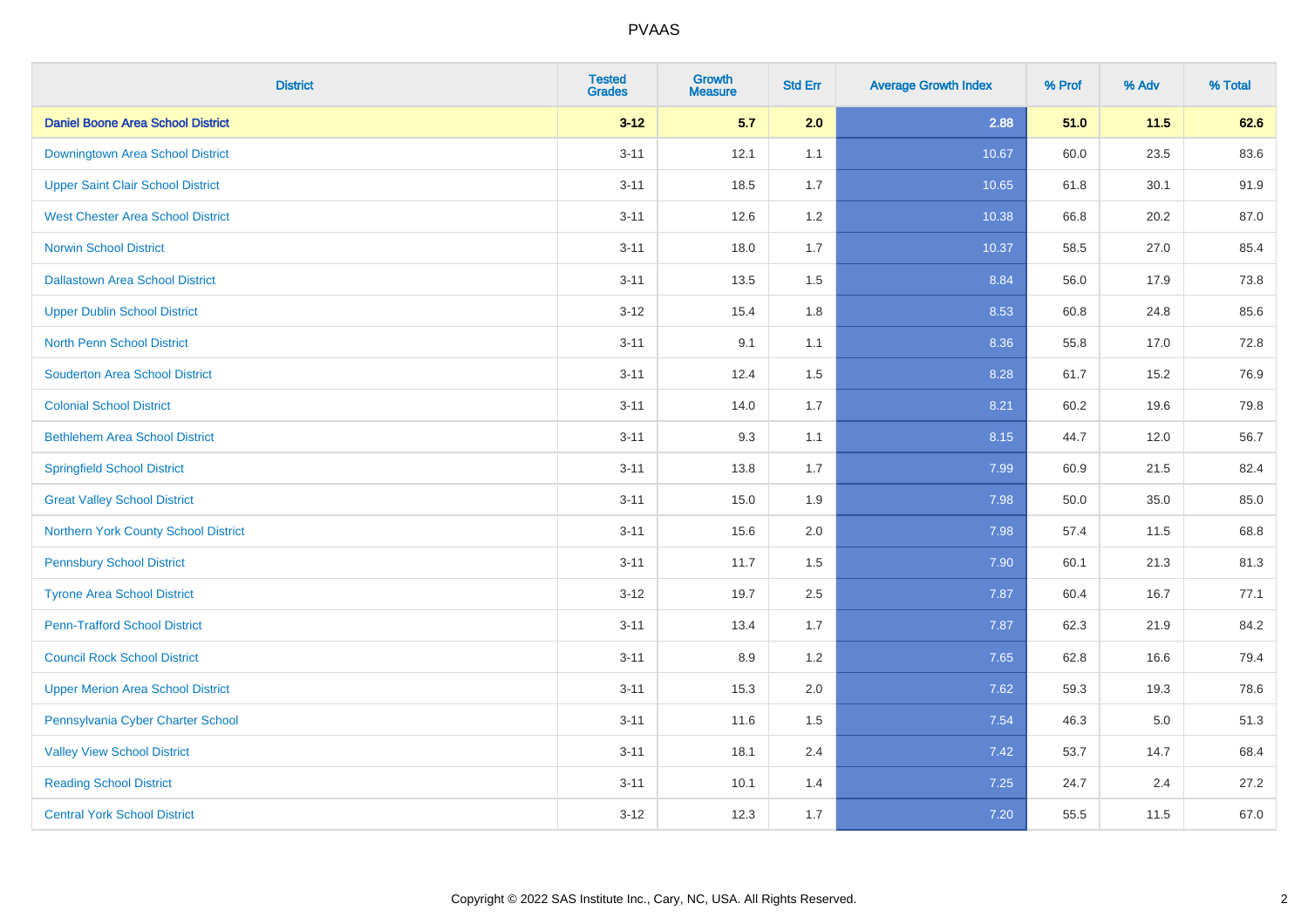# PVAAS

| District | Tested Grades | Growth Measure | Std Err | Average Growth Index | % Prof | % Adv | % Total |
|---|---|---|---|---|---|---|---|
| **Daniel Boone Area School District** | **3-12** | **5.7** | **2.0** | **2.88** | **51.0** | **11.5** | **62.6** |
| Downingtown Area School District | 3-11 | 12.1 | 1.1 | 10.67 | 60.0 | 23.5 | 83.6 |
| Upper Saint Clair School District | 3-11 | 18.5 | 1.7 | 10.65 | 61.8 | 30.1 | 91.9 |
| West Chester Area School District | 3-11 | 12.6 | 1.2 | 10.38 | 66.8 | 20.2 | 87.0 |
| Norwin School District | 3-11 | 18.0 | 1.7 | 10.37 | 58.5 | 27.0 | 85.4 |
| Dallastown Area School District | 3-11 | 13.5 | 1.5 | 8.84 | 56.0 | 17.9 | 73.8 |
| Upper Dublin School District | 3-12 | 15.4 | 1.8 | 8.53 | 60.8 | 24.8 | 85.6 |
| North Penn School District | 3-11 | 9.1 | 1.1 | 8.36 | 55.8 | 17.0 | 72.8 |
| Souderton Area School District | 3-11 | 12.4 | 1.5 | 8.28 | 61.7 | 15.2 | 76.9 |
| Colonial School District | 3-11 | 14.0 | 1.7 | 8.21 | 60.2 | 19.6 | 79.8 |
| Bethlehem Area School District | 3-11 | 9.3 | 1.1 | 8.15 | 44.7 | 12.0 | 56.7 |
| Springfield School District | 3-11 | 13.8 | 1.7 | 7.99 | 60.9 | 21.5 | 82.4 |
| Great Valley School District | 3-11 | 15.0 | 1.9 | 7.98 | 50.0 | 35.0 | 85.0 |
| Northern York County School District | 3-11 | 15.6 | 2.0 | 7.98 | 57.4 | 11.5 | 68.8 |
| Pennsbury School District | 3-11 | 11.7 | 1.5 | 7.90 | 60.1 | 21.3 | 81.3 |
| Tyrone Area School District | 3-12 | 19.7 | 2.5 | 7.87 | 60.4 | 16.7 | 77.1 |
| Penn-Trafford School District | 3-11 | 13.4 | 1.7 | 7.87 | 62.3 | 21.9 | 84.2 |
| Council Rock School District | 3-11 | 8.9 | 1.2 | 7.65 | 62.8 | 16.6 | 79.4 |
| Upper Merion Area School District | 3-11 | 15.3 | 2.0 | 7.62 | 59.3 | 19.3 | 78.6 |
| Pennsylvania Cyber Charter School | 3-11 | 11.6 | 1.5 | 7.54 | 46.3 | 5.0 | 51.3 |
| Valley View School District | 3-11 | 18.1 | 2.4 | 7.42 | 53.7 | 14.7 | 68.4 |
| Reading School District | 3-11 | 10.1 | 1.4 | 7.25 | 24.7 | 2.4 | 27.2 |
| Central York School District | 3-12 | 12.3 | 1.7 | 7.20 | 55.5 | 11.5 | 67.0 |

Copyright © 2022 SAS Institute Inc., Cary, NC, USA. All Rights Reserved.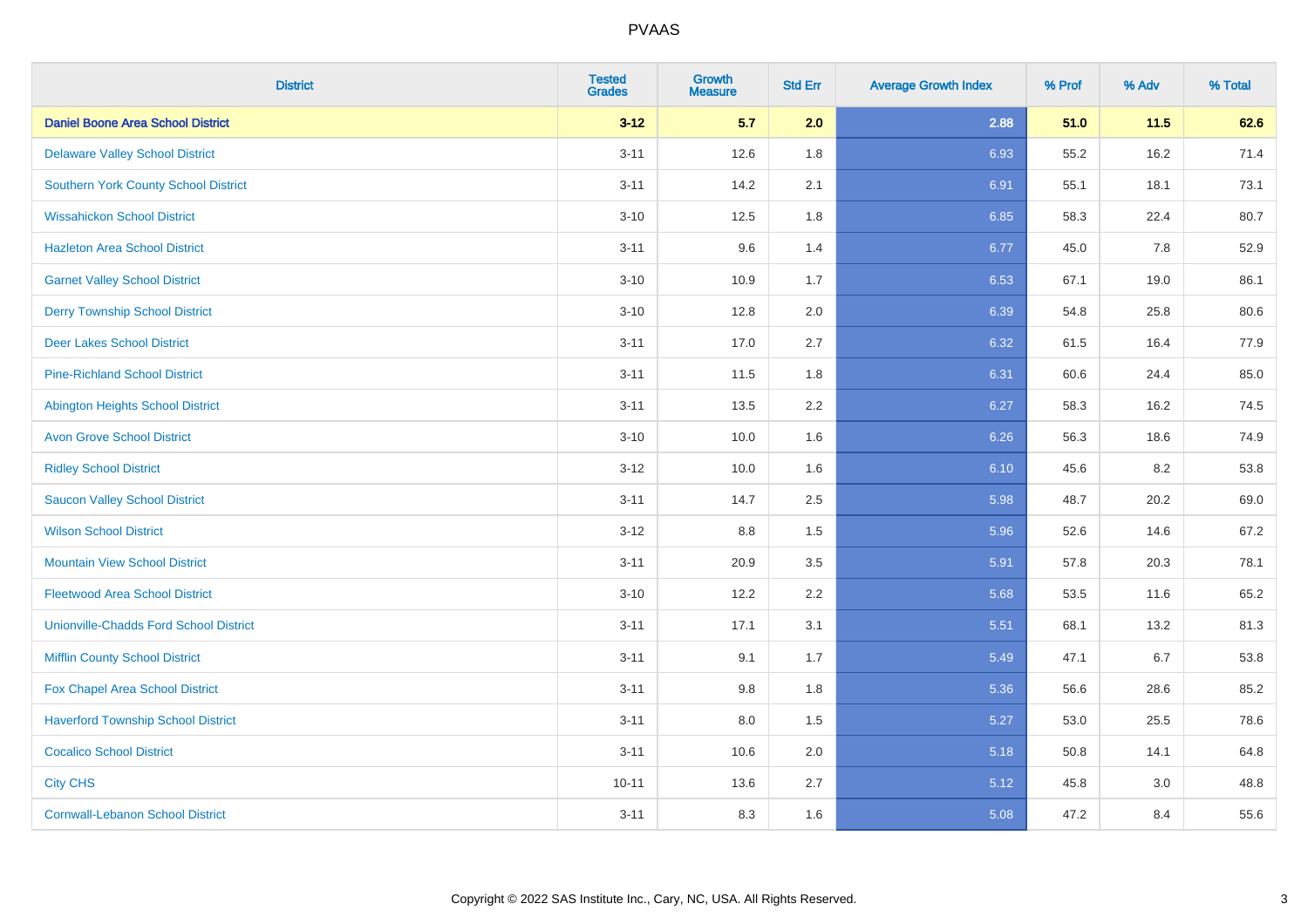# PVAAS

| District | Tested Grades | Growth Measure | Std Err | Average Growth Index | % Prof | % Adv | % Total |
|---|---|---|---|---|---|---|---|
| **Daniel Boone Area School District** | **3-12** | **5.7** | **2.0** | **2.88** | **51.0** | **11.5** | **62.6** |
| Delaware Valley School District | 3-11 | 12.6 | 1.8 | 6.93 | 55.2 | 16.2 | 71.4 |
| Southern York County School District | 3-11 | 14.2 | 2.1 | 6.91 | 55.1 | 18.1 | 73.1 |
| Wissahickon School District | 3-10 | 12.5 | 1.8 | 6.85 | 58.3 | 22.4 | 80.7 |
| Hazleton Area School District | 3-11 | 9.6 | 1.4 | 6.77 | 45.0 | 7.8 | 52.9 |
| Garnet Valley School District | 3-10 | 10.9 | 1.7 | 6.53 | 67.1 | 19.0 | 86.1 |
| Derry Township School District | 3-10 | 12.8 | 2.0 | 6.39 | 54.8 | 25.8 | 80.6 |
| Deer Lakes School District | 3-11 | 17.0 | 2.7 | 6.32 | 61.5 | 16.4 | 77.9 |
| Pine-Richland School District | 3-11 | 11.5 | 1.8 | 6.31 | 60.6 | 24.4 | 85.0 |
| Abington Heights School District | 3-11 | 13.5 | 2.2 | 6.27 | 58.3 | 16.2 | 74.5 |
| Avon Grove School District | 3-10 | 10.0 | 1.6 | 6.26 | 56.3 | 18.6 | 74.9 |
| Ridley School District | 3-12 | 10.0 | 1.6 | 6.10 | 45.6 | 8.2 | 53.8 |
| Saucon Valley School District | 3-11 | 14.7 | 2.5 | 5.98 | 48.7 | 20.2 | 69.0 |
| Wilson School District | 3-12 | 8.8 | 1.5 | 5.96 | 52.6 | 14.6 | 67.2 |
| Mountain View School District | 3-11 | 20.9 | 3.5 | 5.91 | 57.8 | 20.3 | 78.1 |
| Fleetwood Area School District | 3-10 | 12.2 | 2.2 | 5.68 | 53.5 | 11.6 | 65.2 |
| Unionville-Chadds Ford School District | 3-11 | 17.1 | 3.1 | 5.51 | 68.1 | 13.2 | 81.3 |
| Mifflin County School District | 3-11 | 9.1 | 1.7 | 5.49 | 47.1 | 6.7 | 53.8 |
| Fox Chapel Area School District | 3-11 | 9.8 | 1.8 | 5.36 | 56.6 | 28.6 | 85.2 |
| Haverford Township School District | 3-11 | 8.0 | 1.5 | 5.27 | 53.0 | 25.5 | 78.6 |
| Cocalico School District | 3-11 | 10.6 | 2.0 | 5.18 | 50.8 | 14.1 | 64.8 |
| City CHS | 10-11 | 13.6 | 2.7 | 5.12 | 45.8 | 3.0 | 48.8 |
| Cornwall-Lebanon School District | 3-11 | 8.3 | 1.6 | 5.08 | 47.2 | 8.4 | 55.6 |

Copyright © 2022 SAS Institute Inc., Cary, NC, USA. All Rights Reserved.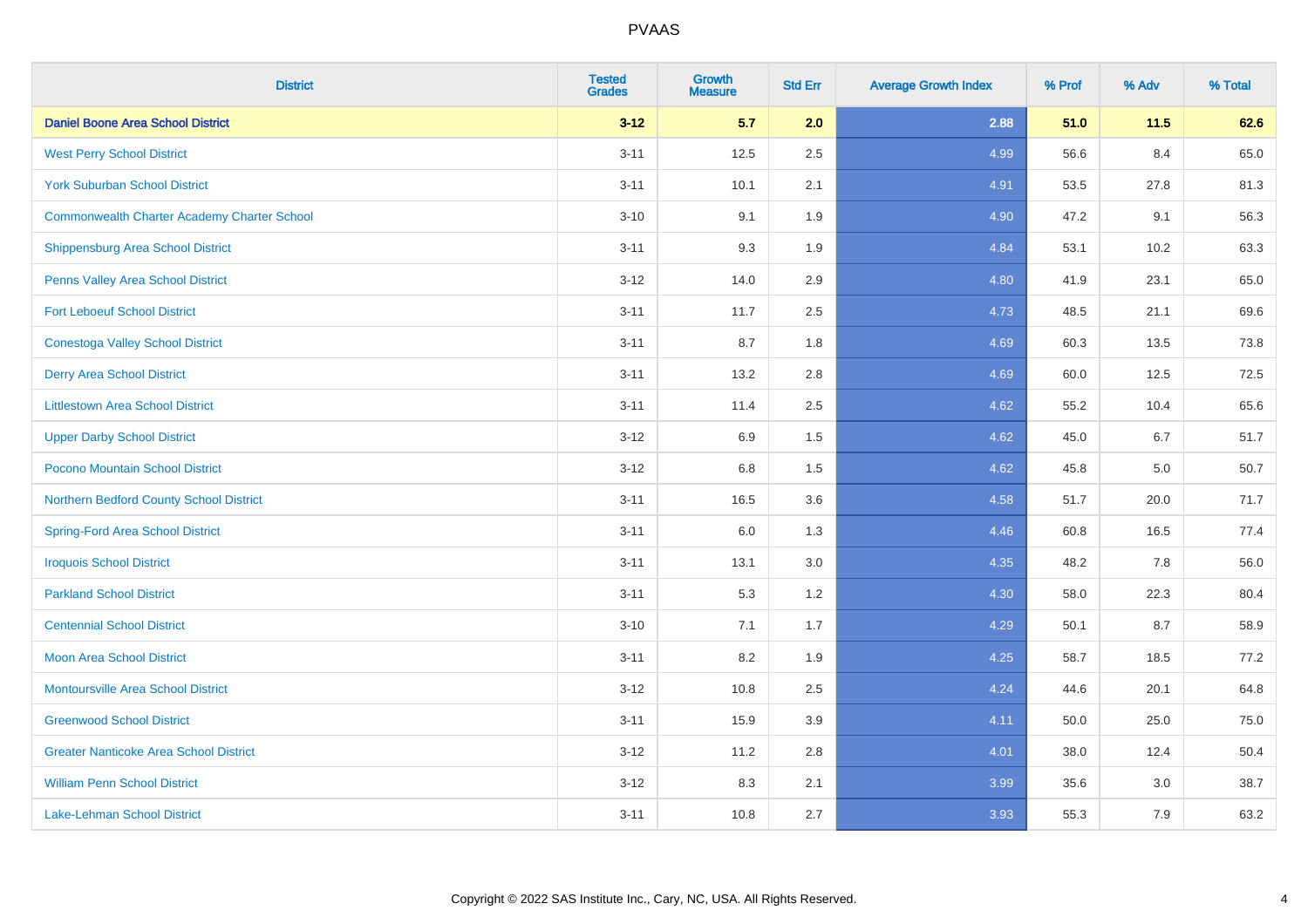| District | Tested Grades | Growth Measure | Std Err | Average Growth Index | % Prof | % Adv | % Total |
|---|---|---|---|---|---|---|---|
| **Daniel Boone Area School District** | **3-12** | **5.7** | **2.0** | **2.88** | **51.0** | **11.5** | **62.6** |
| West Perry School District | 3-11 | 12.5 | 2.5 | 4.99 | 56.6 | 8.4 | 65.0 |
| York Suburban School District | 3-11 | 10.1 | 2.1 | 4.91 | 53.5 | 27.8 | 81.3 |
| Commonwealth Charter Academy Charter School | 3-10 | 9.1 | 1.9 | 4.90 | 47.2 | 9.1 | 56.3 |
| Shippensburg Area School District | 3-11 | 9.3 | 1.9 | 4.84 | 53.1 | 10.2 | 63.3 |
| Penns Valley Area School District | 3-12 | 14.0 | 2.9 | 4.80 | 41.9 | 23.1 | 65.0 |
| Fort Leboeuf School District | 3-11 | 11.7 | 2.5 | 4.73 | 48.5 | 21.1 | 69.6 |
| Conestoga Valley School District | 3-11 | 8.7 | 1.8 | 4.69 | 60.3 | 13.5 | 73.8 |
| Derry Area School District | 3-11 | 13.2 | 2.8 | 4.69 | 60.0 | 12.5 | 72.5 |
| Littlestown Area School District | 3-11 | 11.4 | 2.5 | 4.62 | 55.2 | 10.4 | 65.6 |
| Upper Darby School District | 3-12 | 6.9 | 1.5 | 4.62 | 45.0 | 6.7 | 51.7 |
| Pocono Mountain School District | 3-12 | 6.8 | 1.5 | 4.62 | 45.8 | 5.0 | 50.7 |
| Northern Bedford County School District | 3-11 | 16.5 | 3.6 | 4.58 | 51.7 | 20.0 | 71.7 |
| Spring-Ford Area School District | 3-11 | 6.0 | 1.3 | 4.46 | 60.8 | 16.5 | 77.4 |
| Iroquois School District | 3-11 | 13.1 | 3.0 | 4.35 | 48.2 | 7.8 | 56.0 |
| Parkland School District | 3-11 | 5.3 | 1.2 | 4.30 | 58.0 | 22.3 | 80.4 |
| Centennial School District | 3-10 | 7.1 | 1.7 | 4.29 | 50.1 | 8.7 | 58.9 |
| Moon Area School District | 3-11 | 8.2 | 1.9 | 4.25 | 58.7 | 18.5 | 77.2 |
| Montoursville Area School District | 3-12 | 10.8 | 2.5 | 4.24 | 44.6 | 20.1 | 64.8 |
| Greenwood School District | 3-11 | 15.9 | 3.9 | 4.11 | 50.0 | 25.0 | 75.0 |
| Greater Nanticoke Area School District | 3-12 | 11.2 | 2.8 | 4.01 | 38.0 | 12.4 | 50.4 |
| William Penn School District | 3-12 | 8.3 | 2.1 | 3.99 | 35.6 | 3.0 | 38.7 |
| Lake-Lehman School District | 3-11 | 10.8 | 2.7 | 3.93 | 55.3 | 7.9 | 63.2 |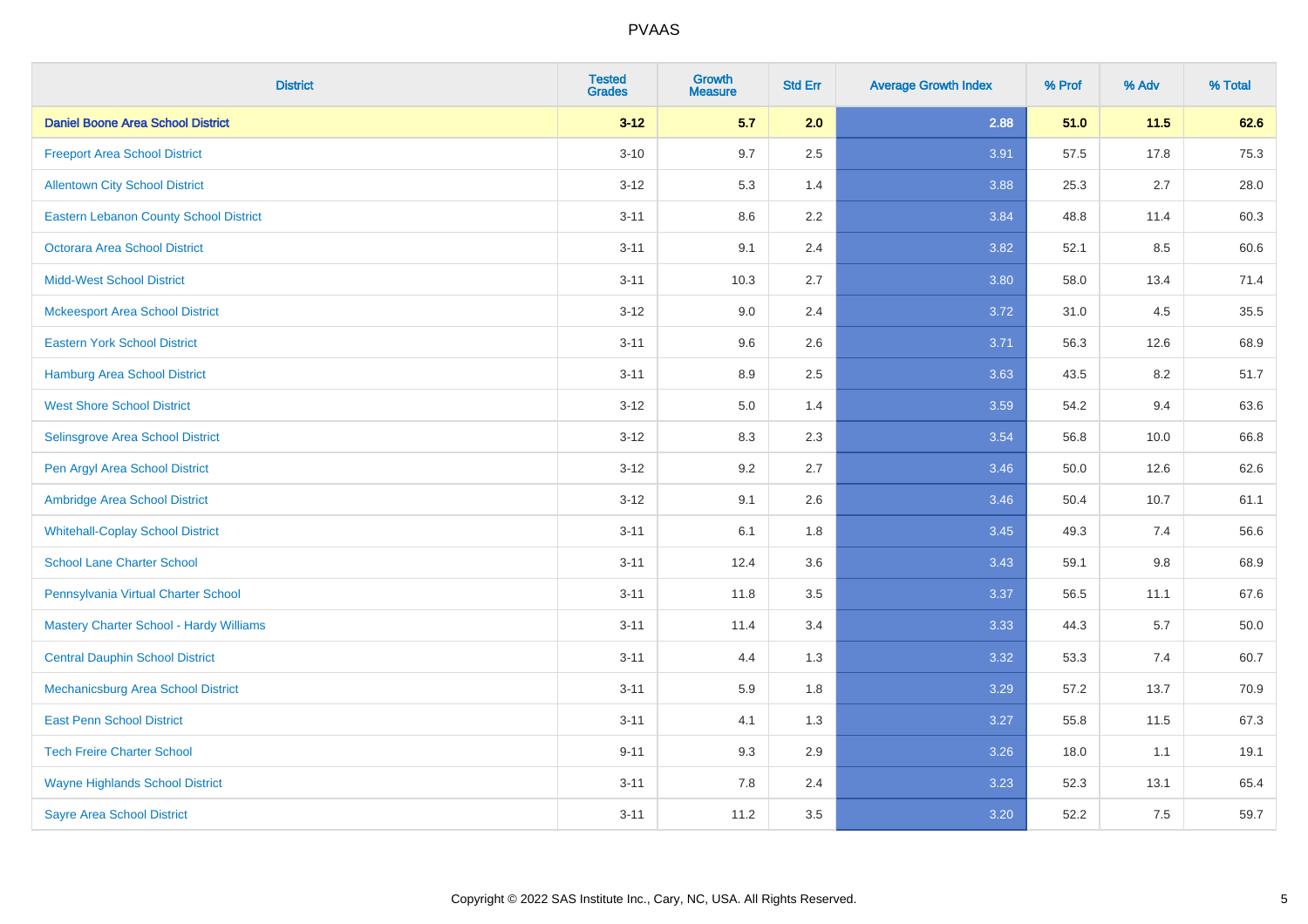| District | Tested Grades | Growth Measure | Std Err | Average Growth Index | % Prof | % Adv | % Total |
|---|---|---|---|---|---|---|---|
| **Daniel Boone Area School District** | **3-12** | **5.7** | **2.0** | **2.88** | **51.0** | **11.5** | **62.6** |
| Freeport Area School District | 3-10 | 9.7 | 2.5 | 3.91 | 57.5 | 17.8 | 75.3 |
| Allentown City School District | 3-12 | 5.3 | 1.4 | 3.88 | 25.3 | 2.7 | 28.0 |
| Eastern Lebanon County School District | 3-11 | 8.6 | 2.2 | 3.84 | 48.8 | 11.4 | 60.3 |
| Octorara Area School District | 3-11 | 9.1 | 2.4 | 3.82 | 52.1 | 8.5 | 60.6 |
| Midd-West School District | 3-11 | 10.3 | 2.7 | 3.80 | 58.0 | 13.4 | 71.4 |
| Mckeesport Area School District | 3-12 | 9.0 | 2.4 | 3.72 | 31.0 | 4.5 | 35.5 |
| Eastern York School District | 3-11 | 9.6 | 2.6 | 3.71 | 56.3 | 12.6 | 68.9 |
| Hamburg Area School District | 3-11 | 8.9 | 2.5 | 3.63 | 43.5 | 8.2 | 51.7 |
| West Shore School District | 3-12 | 5.0 | 1.4 | 3.59 | 54.2 | 9.4 | 63.6 |
| Selinsgrove Area School District | 3-12 | 8.3 | 2.3 | 3.54 | 56.8 | 10.0 | 66.8 |
| Pen Argyl Area School District | 3-12 | 9.2 | 2.7 | 3.46 | 50.0 | 12.6 | 62.6 |
| Ambridge Area School District | 3-12 | 9.1 | 2.6 | 3.46 | 50.4 | 10.7 | 61.1 |
| Whitehall-Coplay School District | 3-11 | 6.1 | 1.8 | 3.45 | 49.3 | 7.4 | 56.6 |
| School Lane Charter School | 3-11 | 12.4 | 3.6 | 3.43 | 59.1 | 9.8 | 68.9 |
| Pennsylvania Virtual Charter School | 3-11 | 11.8 | 3.5 | 3.37 | 56.5 | 11.1 | 67.6 |
| Mastery Charter School - Hardy Williams | 3-11 | 11.4 | 3.4 | 3.33 | 44.3 | 5.7 | 50.0 |
| Central Dauphin School District | 3-11 | 4.4 | 1.3 | 3.32 | 53.3 | 7.4 | 60.7 |
| Mechanicsburg Area School District | 3-11 | 5.9 | 1.8 | 3.29 | 57.2 | 13.7 | 70.9 |
| East Penn School District | 3-11 | 4.1 | 1.3 | 3.27 | 55.8 | 11.5 | 67.3 |
| Tech Freire Charter School | 9-11 | 9.3 | 2.9 | 3.26 | 18.0 | 1.1 | 19.1 |
| Wayne Highlands School District | 3-11 | 7.8 | 2.4 | 3.23 | 52.3 | 13.1 | 65.4 |
| Sayre Area School District | 3-11 | 11.2 | 3.5 | 3.20 | 52.2 | 7.5 | 59.7 |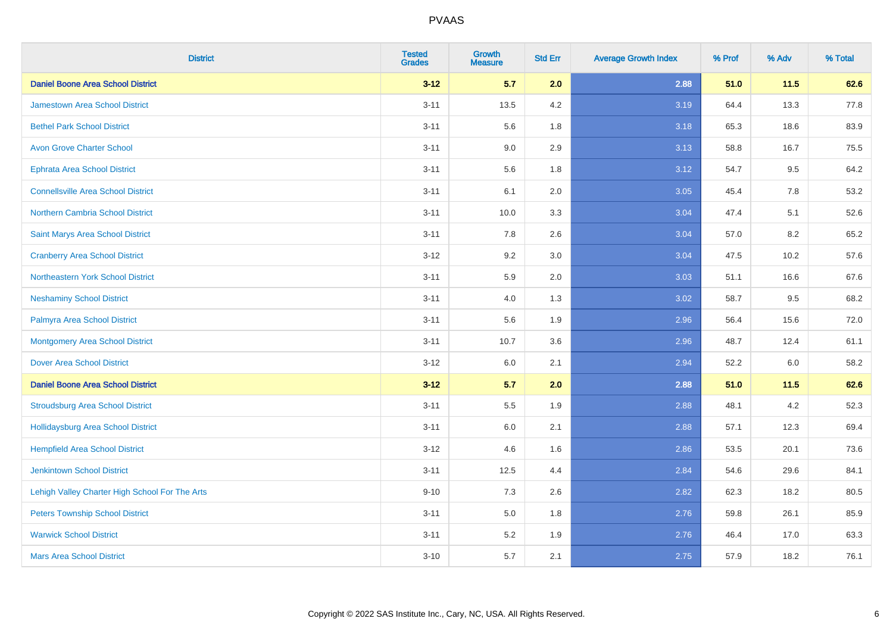PVAAS

| District | Tested Grades | Growth Measure | Std Err | Average Growth Index | % Prof | % Adv | % Total |
|---|---|---|---|---|---|---|---|
| **Daniel Boone Area School District** | **3-12** | **5.7** | **2.0** | **2.88** | **51.0** | **11.5** | **62.6** |
| Jamestown Area School District | 3-11 | 13.5 | 4.2 | 3.19 | 64.4 | 13.3 | 77.8 |
| Bethel Park School District | 3-11 | 5.6 | 1.8 | 3.18 | 65.3 | 18.6 | 83.9 |
| Avon Grove Charter School | 3-11 | 9.0 | 2.9 | 3.13 | 58.8 | 16.7 | 75.5 |
| Ephrata Area School District | 3-11 | 5.6 | 1.8 | 3.12 | 54.7 | 9.5 | 64.2 |
| Connellsville Area School District | 3-11 | 6.1 | 2.0 | 3.05 | 45.4 | 7.8 | 53.2 |
| Northern Cambria School District | 3-11 | 10.0 | 3.3 | 3.04 | 47.4 | 5.1 | 52.6 |
| Saint Marys Area School District | 3-11 | 7.8 | 2.6 | 3.04 | 57.0 | 8.2 | 65.2 |
| Cranberry Area School District | 3-12 | 9.2 | 3.0 | 3.04 | 47.5 | 10.2 | 57.6 |
| Northeastern York School District | 3-11 | 5.9 | 2.0 | 3.03 | 51.1 | 16.6 | 67.6 |
| Neshaminy School District | 3-11 | 4.0 | 1.3 | 3.02 | 58.7 | 9.5 | 68.2 |
| Palmyra Area School District | 3-11 | 5.6 | 1.9 | 2.96 | 56.4 | 15.6 | 72.0 |
| Montgomery Area School District | 3-11 | 10.7 | 3.6 | 2.96 | 48.7 | 12.4 | 61.1 |
| Dover Area School District | 3-12 | 6.0 | 2.1 | 2.94 | 52.2 | 6.0 | 58.2 |
| **Daniel Boone Area School District** | **3-12** | **5.7** | **2.0** | **2.88** | **51.0** | **11.5** | **62.6** |
| Stroudsburg Area School District | 3-11 | 5.5 | 1.9 | 2.88 | 48.1 | 4.2 | 52.3 |
| Hollidaysburg Area School District | 3-11 | 6.0 | 2.1 | 2.88 | 57.1 | 12.3 | 69.4 |
| Hempfield Area School District | 3-12 | 4.6 | 1.6 | 2.86 | 53.5 | 20.1 | 73.6 |
| Jenkintown School District | 3-11 | 12.5 | 4.4 | 2.84 | 54.6 | 29.6 | 84.1 |
| Lehigh Valley Charter High School For The Arts | 9-10 | 7.3 | 2.6 | 2.82 | 62.3 | 18.2 | 80.5 |
| Peters Township School District | 3-11 | 5.0 | 1.8 | 2.76 | 59.8 | 26.1 | 85.9 |
| Warwick School District | 3-11 | 5.2 | 1.9 | 2.76 | 46.4 | 17.0 | 63.3 |
| Mars Area School District | 3-10 | 5.7 | 2.1 | 2.75 | 57.9 | 18.2 | 76.1 |

Copyright © 2022 SAS Institute Inc., Cary, NC, USA. All Rights Reserved.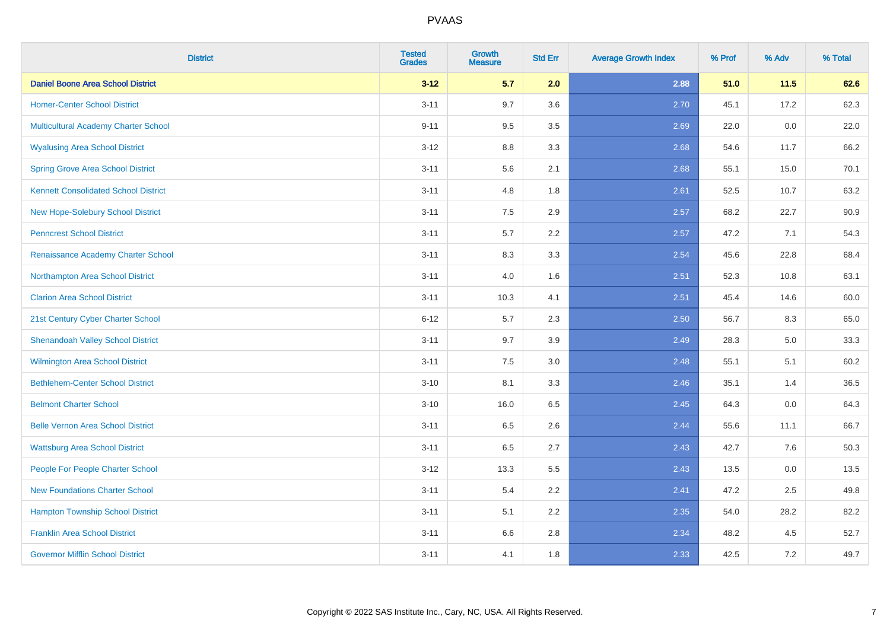| District | Tested Grades | Growth Measure | Std Err | Average Growth Index | % Prof | % Adv | % Total |
|---|---|---|---|---|---|---|---|
| **Daniel Boone Area School District** | **3-12** | **5.7** | **2.0** | **2.88** | **51.0** | **11.5** | **62.6** |
| Homer-Center School District | 3-11 | 9.7 | 3.6 | 2.70 | 45.1 | 17.2 | 62.3 |
| Multicultural Academy Charter School | 9-11 | 9.5 | 3.5 | 2.69 | 22.0 | 0.0 | 22.0 |
| Wyalusing Area School District | 3-12 | 8.8 | 3.3 | 2.68 | 54.6 | 11.7 | 66.2 |
| Spring Grove Area School District | 3-11 | 5.6 | 2.1 | 2.68 | 55.1 | 15.0 | 70.1 |
| Kennett Consolidated School District | 3-11 | 4.8 | 1.8 | 2.61 | 52.5 | 10.7 | 63.2 |
| New Hope-Solebury School District | 3-11 | 7.5 | 2.9 | 2.57 | 68.2 | 22.7 | 90.9 |
| Penncrest School District | 3-11 | 5.7 | 2.2 | 2.57 | 47.2 | 7.1 | 54.3 |
| Renaissance Academy Charter School | 3-11 | 8.3 | 3.3 | 2.54 | 45.6 | 22.8 | 68.4 |
| Northampton Area School District | 3-11 | 4.0 | 1.6 | 2.51 | 52.3 | 10.8 | 63.1 |
| Clarion Area School District | 3-11 | 10.3 | 4.1 | 2.51 | 45.4 | 14.6 | 60.0 |
| 21st Century Cyber Charter School | 6-12 | 5.7 | 2.3 | 2.50 | 56.7 | 8.3 | 65.0 |
| Shenandoah Valley School District | 3-11 | 9.7 | 3.9 | 2.49 | 28.3 | 5.0 | 33.3 |
| Wilmington Area School District | 3-11 | 7.5 | 3.0 | 2.48 | 55.1 | 5.1 | 60.2 |
| Bethlehem-Center School District | 3-10 | 8.1 | 3.3 | 2.46 | 35.1 | 1.4 | 36.5 |
| Belmont Charter School | 3-10 | 16.0 | 6.5 | 2.45 | 64.3 | 0.0 | 64.3 |
| Belle Vernon Area School District | 3-11 | 6.5 | 2.6 | 2.44 | 55.6 | 11.1 | 66.7 |
| Wattsburg Area School District | 3-11 | 6.5 | 2.7 | 2.43 | 42.7 | 7.6 | 50.3 |
| People For People Charter School | 3-12 | 13.3 | 5.5 | 2.43 | 13.5 | 0.0 | 13.5 |
| New Foundations Charter School | 3-11 | 5.4 | 2.2 | 2.41 | 47.2 | 2.5 | 49.8 |
| Hampton Township School District | 3-11 | 5.1 | 2.2 | 2.35 | 54.0 | 28.2 | 82.2 |
| Franklin Area School District | 3-11 | 6.6 | 2.8 | 2.34 | 48.2 | 4.5 | 52.7 |
| Governor Mifflin School District | 3-11 | 4.1 | 1.8 | 2.33 | 42.5 | 7.2 | 49.7 |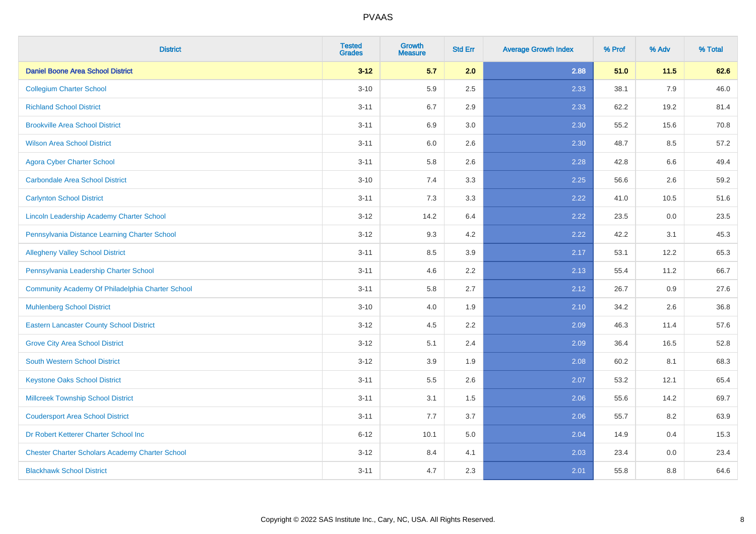# PVAAS

| District | Tested Grades | Growth Measure | Std Err | Average Growth Index | % Prof | % Adv | % Total |
|---|---|---|---|---|---|---|---|
| **Daniel Boone Area School District** | **3-12** | **5.7** | **2.0** | **2.88** | **51.0** | **11.5** | **62.6** |
| Collegium Charter School | 3-10 | 5.9 | 2.5 | 2.33 | 38.1 | 7.9 | 46.0 |
| Richland School District | 3-11 | 6.7 | 2.9 | 2.33 | 62.2 | 19.2 | 81.4 |
| Brookville Area School District | 3-11 | 6.9 | 3.0 | 2.30 | 55.2 | 15.6 | 70.8 |
| Wilson Area School District | 3-11 | 6.0 | 2.6 | 2.30 | 48.7 | 8.5 | 57.2 |
| Agora Cyber Charter School | 3-11 | 5.8 | 2.6 | 2.28 | 42.8 | 6.6 | 49.4 |
| Carbondale Area School District | 3-10 | 7.4 | 3.3 | 2.25 | 56.6 | 2.6 | 59.2 |
| Carlynton School District | 3-11 | 7.3 | 3.3 | 2.22 | 41.0 | 10.5 | 51.6 |
| Lincoln Leadership Academy Charter School | 3-12 | 14.2 | 6.4 | 2.22 | 23.5 | 0.0 | 23.5 |
| Pennsylvania Distance Learning Charter School | 3-12 | 9.3 | 4.2 | 2.22 | 42.2 | 3.1 | 45.3 |
| Allegheny Valley School District | 3-11 | 8.5 | 3.9 | 2.17 | 53.1 | 12.2 | 65.3 |
| Pennsylvania Leadership Charter School | 3-11 | 4.6 | 2.2 | 2.13 | 55.4 | 11.2 | 66.7 |
| Community Academy Of Philadelphia Charter School | 3-11 | 5.8 | 2.7 | 2.12 | 26.7 | 0.9 | 27.6 |
| Muhlenberg School District | 3-10 | 4.0 | 1.9 | 2.10 | 34.2 | 2.6 | 36.8 |
| Eastern Lancaster County School District | 3-12 | 4.5 | 2.2 | 2.09 | 46.3 | 11.4 | 57.6 |
| Grove City Area School District | 3-12 | 5.1 | 2.4 | 2.09 | 36.4 | 16.5 | 52.8 |
| South Western School District | 3-12 | 3.9 | 1.9 | 2.08 | 60.2 | 8.1 | 68.3 |
| Keystone Oaks School District | 3-11 | 5.5 | 2.6 | 2.07 | 53.2 | 12.1 | 65.4 |
| Millcreek Township School District | 3-11 | 3.1 | 1.5 | 2.06 | 55.6 | 14.2 | 69.7 |
| Coudersport Area School District | 3-11 | 7.7 | 3.7 | 2.06 | 55.7 | 8.2 | 63.9 |
| Dr Robert Ketterer Charter School Inc | 6-12 | 10.1 | 5.0 | 2.04 | 14.9 | 0.4 | 15.3 |
| Chester Charter Scholars Academy Charter School | 3-12 | 8.4 | 4.1 | 2.03 | 23.4 | 0.0 | 23.4 |
| Blackhawk School District | 3-11 | 4.7 | 2.3 | 2.01 | 55.8 | 8.8 | 64.6 |

Copyright © 2022 SAS Institute Inc., Cary, NC, USA. All Rights Reserved.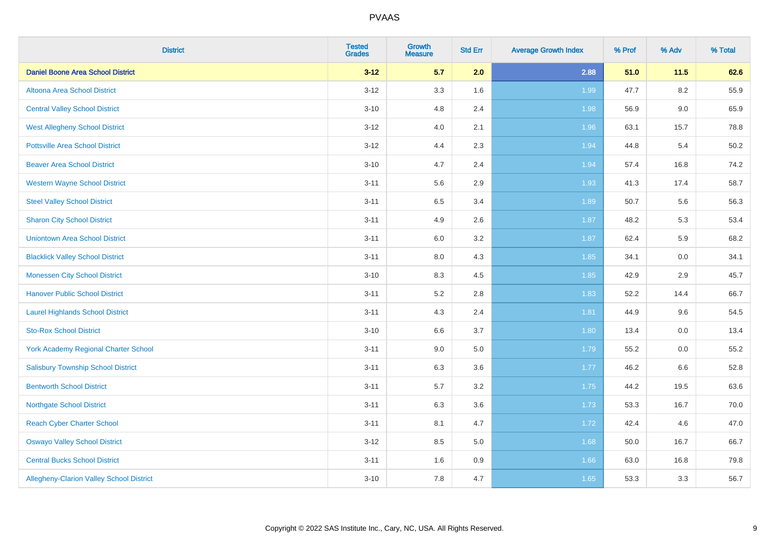| District | Tested Grades | Growth Measure | Std Err | Average Growth Index | % Prof | % Adv | % Total |
|---|---|---|---|---|---|---|---|
| **Daniel Boone Area School District** | **3-12** | **5.7** | **2.0** | **2.88** | **51.0** | **11.5** | **62.6** |
| Altoona Area School District | 3-12 | 3.3 | 1.6 | 1.99 | 47.7 | 8.2 | 55.9 |
| Central Valley School District | 3-10 | 4.8 | 2.4 | 1.98 | 56.9 | 9.0 | 65.9 |
| West Allegheny School District | 3-12 | 4.0 | 2.1 | 1.96 | 63.1 | 15.7 | 78.8 |
| Pottsville Area School District | 3-12 | 4.4 | 2.3 | 1.94 | 44.8 | 5.4 | 50.2 |
| Beaver Area School District | 3-10 | 4.7 | 2.4 | 1.94 | 57.4 | 16.8 | 74.2 |
| Western Wayne School District | 3-11 | 5.6 | 2.9 | 1.93 | 41.3 | 17.4 | 58.7 |
| Steel Valley School District | 3-11 | 6.5 | 3.4 | 1.89 | 50.7 | 5.6 | 56.3 |
| Sharon City School District | 3-11 | 4.9 | 2.6 | 1.87 | 48.2 | 5.3 | 53.4 |
| Uniontown Area School District | 3-11 | 6.0 | 3.2 | 1.87 | 62.4 | 5.9 | 68.2 |
| Blacklick Valley School District | 3-11 | 8.0 | 4.3 | 1.85 | 34.1 | 0.0 | 34.1 |
| Monessen City School District | 3-10 | 8.3 | 4.5 | 1.85 | 42.9 | 2.9 | 45.7 |
| Hanover Public School District | 3-11 | 5.2 | 2.8 | 1.83 | 52.2 | 14.4 | 66.7 |
| Laurel Highlands School District | 3-11 | 4.3 | 2.4 | 1.81 | 44.9 | 9.6 | 54.5 |
| Sto-Rox School District | 3-10 | 6.6 | 3.7 | 1.80 | 13.4 | 0.0 | 13.4 |
| York Academy Regional Charter School | 3-11 | 9.0 | 5.0 | 1.79 | 55.2 | 0.0 | 55.2 |
| Salisbury Township School District | 3-11 | 6.3 | 3.6 | 1.77 | 46.2 | 6.6 | 52.8 |
| Bentworth School District | 3-11 | 5.7 | 3.2 | 1.75 | 44.2 | 19.5 | 63.6 |
| Northgate School District | 3-11 | 6.3 | 3.6 | 1.73 | 53.3 | 16.7 | 70.0 |
| Reach Cyber Charter School | 3-11 | 8.1 | 4.7 | 1.72 | 42.4 | 4.6 | 47.0 |
| Oswayo Valley School District | 3-12 | 8.5 | 5.0 | 1.68 | 50.0 | 16.7 | 66.7 |
| Central Bucks School District | 3-11 | 1.6 | 0.9 | 1.66 | 63.0 | 16.8 | 79.8 |
| Allegheny-Clarion Valley School District | 3-10 | 7.8 | 4.7 | 1.65 | 53.3 | 3.3 | 56.7 |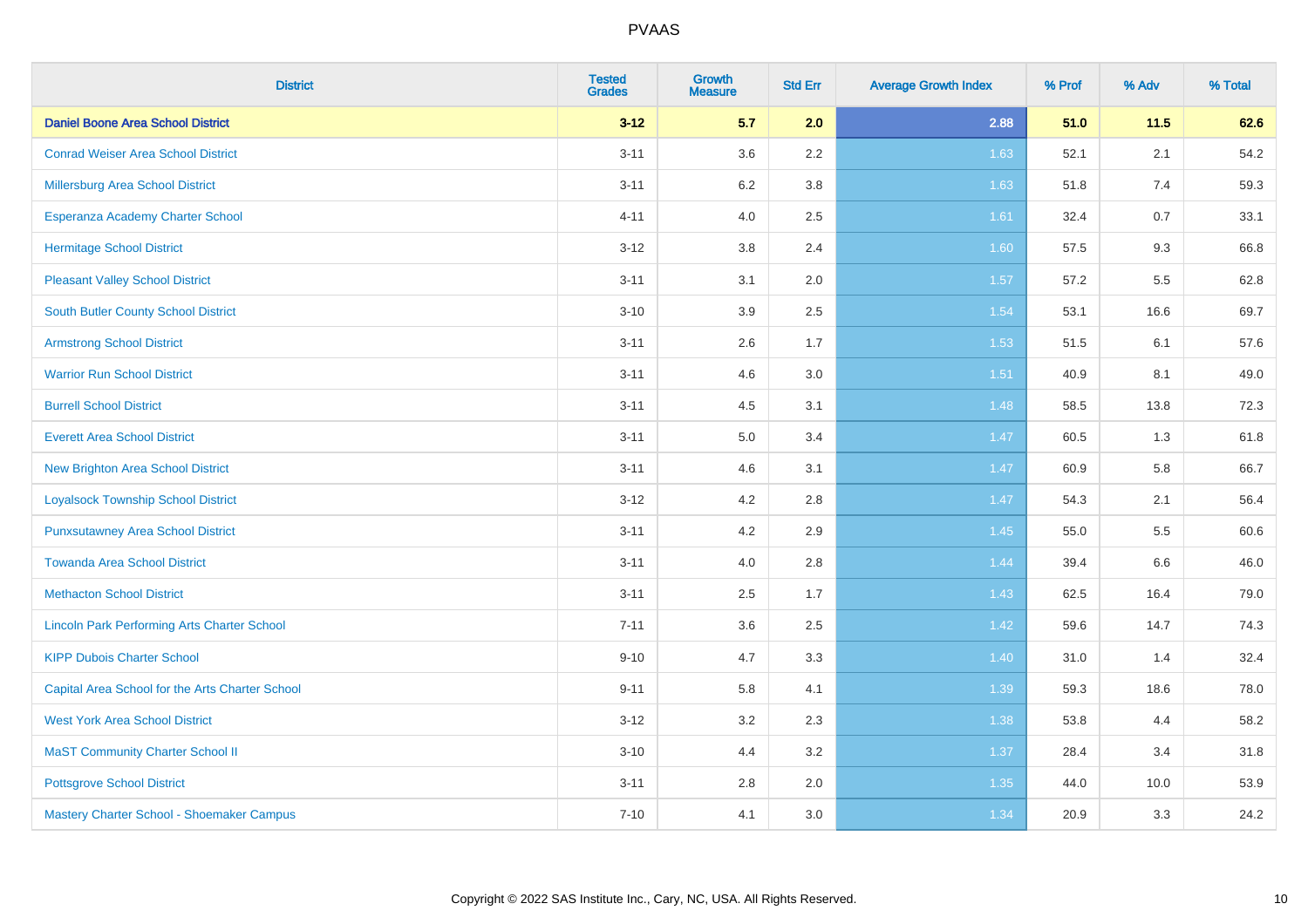# PVAAS

| District | Tested Grades | Growth Measure | Std Err | Average Growth Index | % Prof | % Adv | % Total |
|---|---|---|---|---|---|---|---|
| **Daniel Boone Area School District** | **3-12** | **5.7** | **2.0** | **2.88** | **51.0** | **11.5** | **62.6** |
| Conrad Weiser Area School District | 3-11 | 3.6 | 2.2 | 1.63 | 52.1 | 2.1 | 54.2 |
| Millersburg Area School District | 3-11 | 6.2 | 3.8 | 1.63 | 51.8 | 7.4 | 59.3 |
| Esperanza Academy Charter School | 4-11 | 4.0 | 2.5 | 1.61 | 32.4 | 0.7 | 33.1 |
| Hermitage School District | 3-12 | 3.8 | 2.4 | 1.60 | 57.5 | 9.3 | 66.8 |
| Pleasant Valley School District | 3-11 | 3.1 | 2.0 | 1.57 | 57.2 | 5.5 | 62.8 |
| South Butler County School District | 3-10 | 3.9 | 2.5 | 1.54 | 53.1 | 16.6 | 69.7 |
| Armstrong School District | 3-11 | 2.6 | 1.7 | 1.53 | 51.5 | 6.1 | 57.6 |
| Warrior Run School District | 3-11 | 4.6 | 3.0 | 1.51 | 40.9 | 8.1 | 49.0 |
| Burrell School District | 3-11 | 4.5 | 3.1 | 1.48 | 58.5 | 13.8 | 72.3 |
| Everett Area School District | 3-11 | 5.0 | 3.4 | 1.47 | 60.5 | 1.3 | 61.8 |
| New Brighton Area School District | 3-11 | 4.6 | 3.1 | 1.47 | 60.9 | 5.8 | 66.7 |
| Loyalsock Township School District | 3-12 | 4.2 | 2.8 | 1.47 | 54.3 | 2.1 | 56.4 |
| Punxsutawney Area School District | 3-11 | 4.2 | 2.9 | 1.45 | 55.0 | 5.5 | 60.6 |
| Towanda Area School District | 3-11 | 4.0 | 2.8 | 1.44 | 39.4 | 6.6 | 46.0 |
| Methacton School District | 3-11 | 2.5 | 1.7 | 1.43 | 62.5 | 16.4 | 79.0 |
| Lincoln Park Performing Arts Charter School | 7-11 | 3.6 | 2.5 | 1.42 | 59.6 | 14.7 | 74.3 |
| KIPP Dubois Charter School | 9-10 | 4.7 | 3.3 | 1.40 | 31.0 | 1.4 | 32.4 |
| Capital Area School for the Arts Charter School | 9-11 | 5.8 | 4.1 | 1.39 | 59.3 | 18.6 | 78.0 |
| West York Area School District | 3-12 | 3.2 | 2.3 | 1.38 | 53.8 | 4.4 | 58.2 |
| MaST Community Charter School II | 3-10 | 4.4 | 3.2 | 1.37 | 28.4 | 3.4 | 31.8 |
| Pottsgrove School District | 3-11 | 2.8 | 2.0 | 1.35 | 44.0 | 10.0 | 53.9 |
| Mastery Charter School - Shoemaker Campus | 7-10 | 4.1 | 3.0 | 1.34 | 20.9 | 3.3 | 24.2 |

Copyright © 2022 SAS Institute Inc., Cary, NC, USA. All Rights Reserved.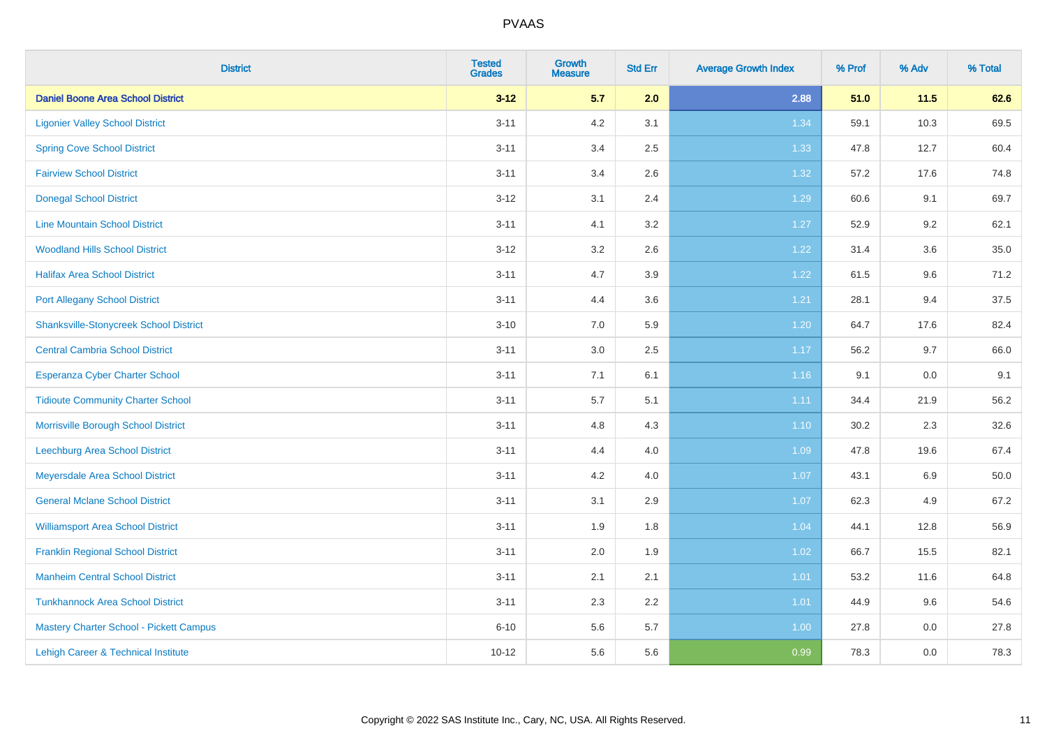| District | Tested Grades | Growth Measure | Std Err | Average Growth Index | % Prof | % Adv | % Total |
|---|---|---|---|---|---|---|---|
| **Daniel Boone Area School District** | **3-12** | **5.7** | **2.0** | **2.88** | **51.0** | **11.5** | **62.6** |
| Ligonier Valley School District | 3-11 | 4.2 | 3.1 | 1.34 | 59.1 | 10.3 | 69.5 |
| Spring Cove School District | 3-11 | 3.4 | 2.5 | 1.33 | 47.8 | 12.7 | 60.4 |
| Fairview School District | 3-11 | 3.4 | 2.6 | 1.32 | 57.2 | 17.6 | 74.8 |
| Donegal School District | 3-12 | 3.1 | 2.4 | 1.29 | 60.6 | 9.1 | 69.7 |
| Line Mountain School District | 3-11 | 4.1 | 3.2 | 1.27 | 52.9 | 9.2 | 62.1 |
| Woodland Hills School District | 3-12 | 3.2 | 2.6 | 1.22 | 31.4 | 3.6 | 35.0 |
| Halifax Area School District | 3-11 | 4.7 | 3.9 | 1.22 | 61.5 | 9.6 | 71.2 |
| Port Allegany School District | 3-11 | 4.4 | 3.6 | 1.21 | 28.1 | 9.4 | 37.5 |
| Shanksville-Stonycreek School District | 3-10 | 7.0 | 5.9 | 1.20 | 64.7 | 17.6 | 82.4 |
| Central Cambria School District | 3-11 | 3.0 | 2.5 | 1.17 | 56.2 | 9.7 | 66.0 |
| Esperanza Cyber Charter School | 3-11 | 7.1 | 6.1 | 1.16 | 9.1 | 0.0 | 9.1 |
| Tidioute Community Charter School | 3-11 | 5.7 | 5.1 | 1.11 | 34.4 | 21.9 | 56.2 |
| Morrisville Borough School District | 3-11 | 4.8 | 4.3 | 1.10 | 30.2 | 2.3 | 32.6 |
| Leechburg Area School District | 3-11 | 4.4 | 4.0 | 1.09 | 47.8 | 19.6 | 67.4 |
| Meyersdale Area School District | 3-11 | 4.2 | 4.0 | 1.07 | 43.1 | 6.9 | 50.0 |
| General Mclane School District | 3-11 | 3.1 | 2.9 | 1.07 | 62.3 | 4.9 | 67.2 |
| Williamsport Area School District | 3-11 | 1.9 | 1.8 | 1.04 | 44.1 | 12.8 | 56.9 |
| Franklin Regional School District | 3-11 | 2.0 | 1.9 | 1.02 | 66.7 | 15.5 | 82.1 |
| Manheim Central School District | 3-11 | 2.1 | 2.1 | 1.01 | 53.2 | 11.6 | 64.8 |
| Tunkhannock Area School District | 3-11 | 2.3 | 2.2 | 1.01 | 44.9 | 9.6 | 54.6 |
| Mastery Charter School - Pickett Campus | 6-10 | 5.6 | 5.7 | 1.00 | 27.8 | 0.0 | 27.8 |
| Lehigh Career & Technical Institute | 10-12 | 5.6 | 5.6 | 0.99 | 78.3 | 0.0 | 78.3 |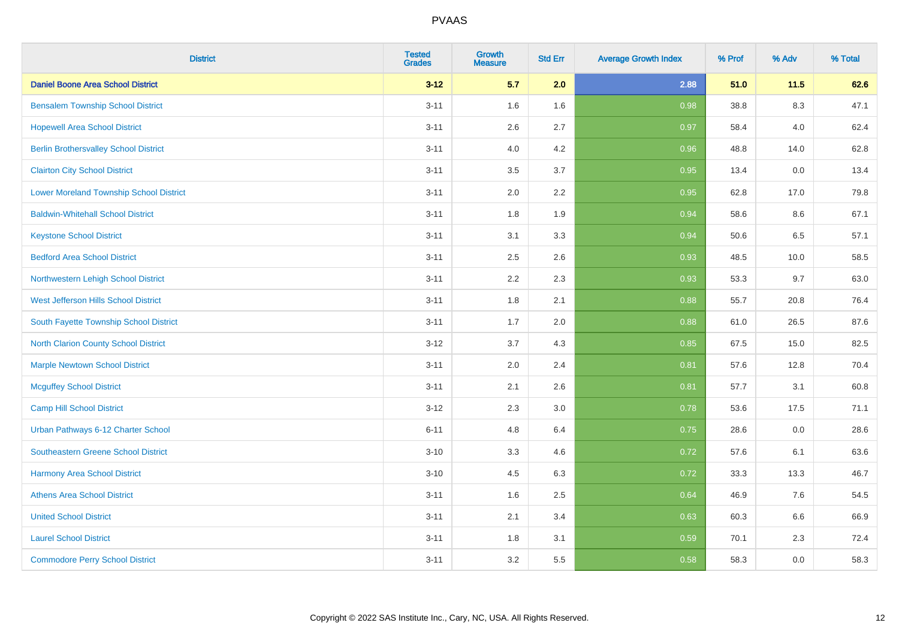| District | Tested Grades | Growth Measure | Std Err | Average Growth Index | % Prof | % Adv | % Total |
|---|---|---|---|---|---|---|---|
| **Daniel Boone Area School District** | **3-12** | **5.7** | **2.0** | **2.88** | **51.0** | **11.5** | **62.6** |
| Bensalem Township School District | 3-11 | 1.6 | 1.6 | 0.98 | 38.8 | 8.3 | 47.1 |
| Hopewell Area School District | 3-11 | 2.6 | 2.7 | 0.97 | 58.4 | 4.0 | 62.4 |
| Berlin Brothersvalley School District | 3-11 | 4.0 | 4.2 | 0.96 | 48.8 | 14.0 | 62.8 |
| Clairton City School District | 3-11 | 3.5 | 3.7 | 0.95 | 13.4 | 0.0 | 13.4 |
| Lower Moreland Township School District | 3-11 | 2.0 | 2.2 | 0.95 | 62.8 | 17.0 | 79.8 |
| Baldwin-Whitehall School District | 3-11 | 1.8 | 1.9 | 0.94 | 58.6 | 8.6 | 67.1 |
| Keystone School District | 3-11 | 3.1 | 3.3 | 0.94 | 50.6 | 6.5 | 57.1 |
| Bedford Area School District | 3-11 | 2.5 | 2.6 | 0.93 | 48.5 | 10.0 | 58.5 |
| Northwestern Lehigh School District | 3-11 | 2.2 | 2.3 | 0.93 | 53.3 | 9.7 | 63.0 |
| West Jefferson Hills School District | 3-11 | 1.8 | 2.1 | 0.88 | 55.7 | 20.8 | 76.4 |
| South Fayette Township School District | 3-11 | 1.7 | 2.0 | 0.88 | 61.0 | 26.5 | 87.6 |
| North Clarion County School District | 3-12 | 3.7 | 4.3 | 0.85 | 67.5 | 15.0 | 82.5 |
| Marple Newtown School District | 3-11 | 2.0 | 2.4 | 0.81 | 57.6 | 12.8 | 70.4 |
| Mcguffey School District | 3-11 | 2.1 | 2.6 | 0.81 | 57.7 | 3.1 | 60.8 |
| Camp Hill School District | 3-12 | 2.3 | 3.0 | 0.78 | 53.6 | 17.5 | 71.1 |
| Urban Pathways 6-12 Charter School | 6-11 | 4.8 | 6.4 | 0.75 | 28.6 | 0.0 | 28.6 |
| Southeastern Greene School District | 3-10 | 3.3 | 4.6 | 0.72 | 57.6 | 6.1 | 63.6 |
| Harmony Area School District | 3-10 | 4.5 | 6.3 | 0.72 | 33.3 | 13.3 | 46.7 |
| Athens Area School District | 3-11 | 1.6 | 2.5 | 0.64 | 46.9 | 7.6 | 54.5 |
| United School District | 3-11 | 2.1 | 3.4 | 0.63 | 60.3 | 6.6 | 66.9 |
| Laurel School District | 3-11 | 1.8 | 3.1 | 0.59 | 70.1 | 2.3 | 72.4 |
| Commodore Perry School District | 3-11 | 3.2 | 5.5 | 0.58 | 58.3 | 0.0 | 58.3 |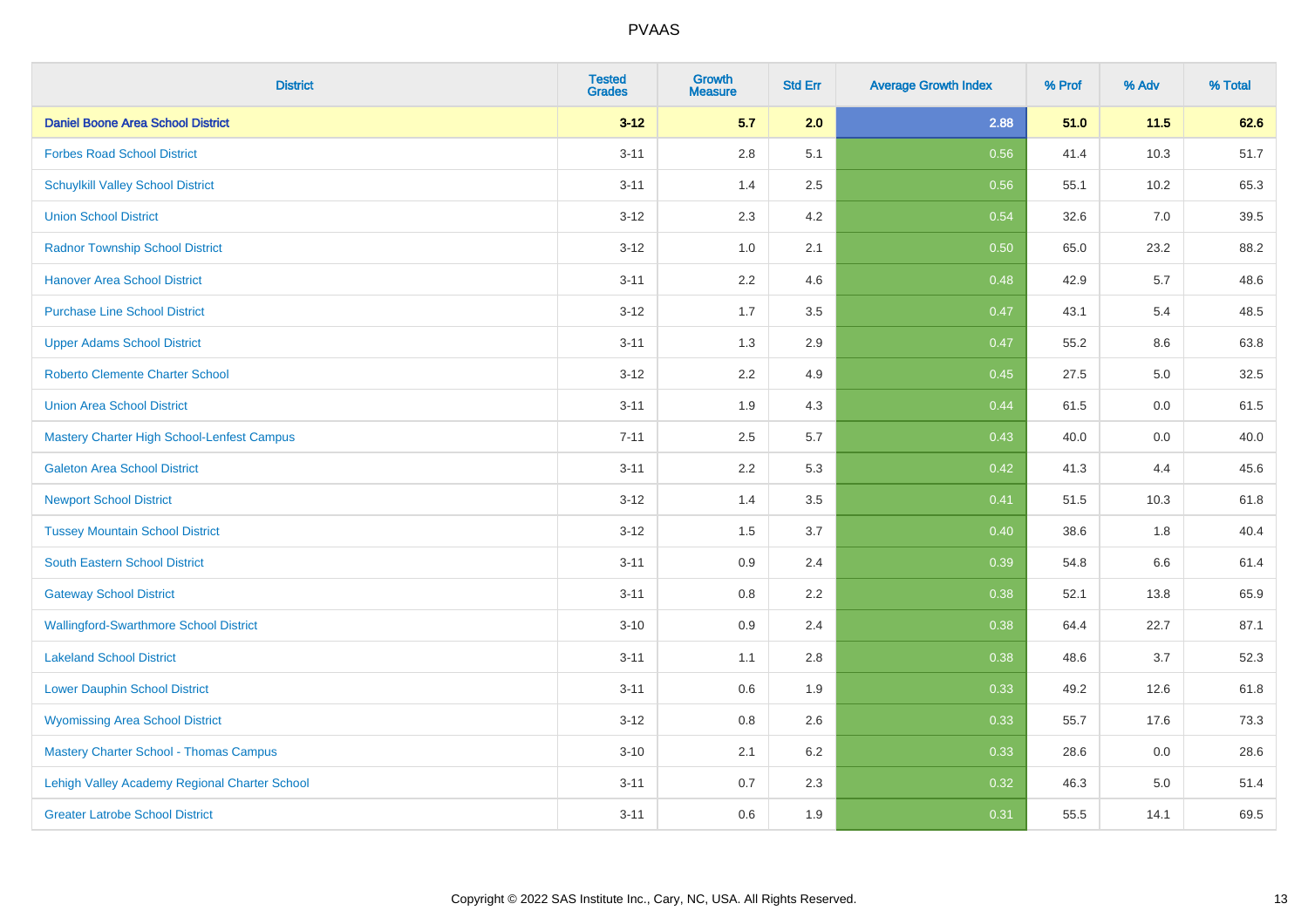| District | Tested Grades | Growth Measure | Std Err | Average Growth Index | % Prof | % Adv | % Total |
|---|---|---|---|---|---|---|---|
| **Daniel Boone Area School District** | **3-12** | **5.7** | **2.0** | **2.88** | **51.0** | **11.5** | **62.6** |
| Forbes Road School District | 3-11 | 2.8 | 5.1 | 0.56 | 41.4 | 10.3 | 51.7 |
| Schuylkill Valley School District | 3-11 | 1.4 | 2.5 | 0.56 | 55.1 | 10.2 | 65.3 |
| Union School District | 3-12 | 2.3 | 4.2 | 0.54 | 32.6 | 7.0 | 39.5 |
| Radnor Township School District | 3-12 | 1.0 | 2.1 | 0.50 | 65.0 | 23.2 | 88.2 |
| Hanover Area School District | 3-11 | 2.2 | 4.6 | 0.48 | 42.9 | 5.7 | 48.6 |
| Purchase Line School District | 3-12 | 1.7 | 3.5 | 0.47 | 43.1 | 5.4 | 48.5 |
| Upper Adams School District | 3-11 | 1.3 | 2.9 | 0.47 | 55.2 | 8.6 | 63.8 |
| Roberto Clemente Charter School | 3-12 | 2.2 | 4.9 | 0.45 | 27.5 | 5.0 | 32.5 |
| Union Area School District | 3-11 | 1.9 | 4.3 | 0.44 | 61.5 | 0.0 | 61.5 |
| Mastery Charter High School-Lenfest Campus | 7-11 | 2.5 | 5.7 | 0.43 | 40.0 | 0.0 | 40.0 |
| Galeton Area School District | 3-11 | 2.2 | 5.3 | 0.42 | 41.3 | 4.4 | 45.6 |
| Newport School District | 3-12 | 1.4 | 3.5 | 0.41 | 51.5 | 10.3 | 61.8 |
| Tussey Mountain School District | 3-12 | 1.5 | 3.7 | 0.40 | 38.6 | 1.8 | 40.4 |
| South Eastern School District | 3-11 | 0.9 | 2.4 | 0.39 | 54.8 | 6.6 | 61.4 |
| Gateway School District | 3-11 | 0.8 | 2.2 | 0.38 | 52.1 | 13.8 | 65.9 |
| Wallingford-Swarthmore School District | 3-10 | 0.9 | 2.4 | 0.38 | 64.4 | 22.7 | 87.1 |
| Lakeland School District | 3-11 | 1.1 | 2.8 | 0.38 | 48.6 | 3.7 | 52.3 |
| Lower Dauphin School District | 3-11 | 0.6 | 1.9 | 0.33 | 49.2 | 12.6 | 61.8 |
| Wyomissing Area School District | 3-12 | 0.8 | 2.6 | 0.33 | 55.7 | 17.6 | 73.3 |
| Mastery Charter School - Thomas Campus | 3-10 | 2.1 | 6.2 | 0.33 | 28.6 | 0.0 | 28.6 |
| Lehigh Valley Academy Regional Charter School | 3-11 | 0.7 | 2.3 | 0.32 | 46.3 | 5.0 | 51.4 |
| Greater Latrobe School District | 3-11 | 0.6 | 1.9 | 0.31 | 55.5 | 14.1 | 69.5 |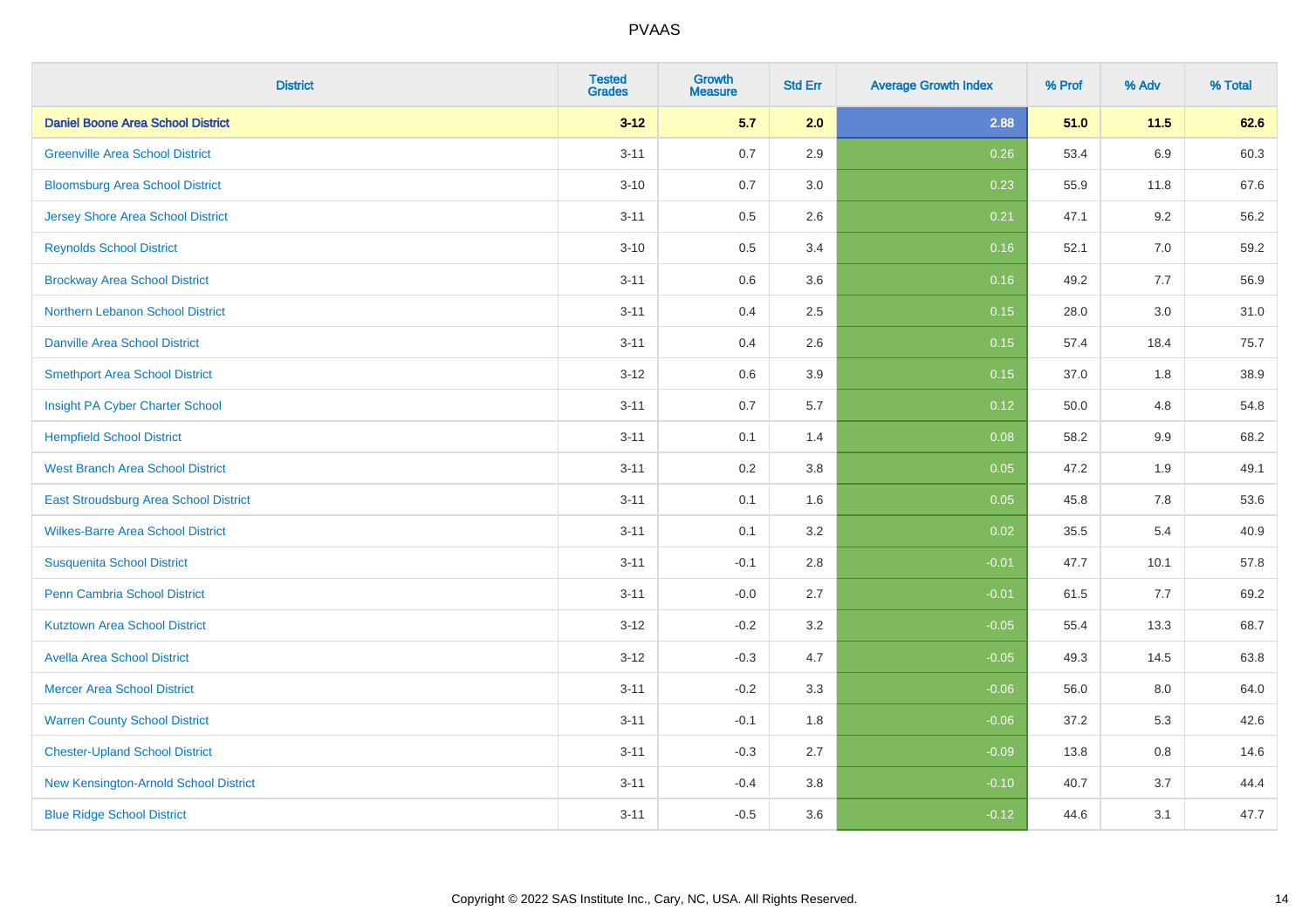| District | Tested Grades | Growth Measure | Std Err | Average Growth Index | % Prof | % Adv | % Total |
|---|---|---|---|---|---|---|---|
| **Daniel Boone Area School District** | **3-12** | **5.7** | **2.0** | **2.88** | **51.0** | **11.5** | **62.6** |
| Greenville Area School District | 3-11 | 0.7 | 2.9 | 0.26 | 53.4 | 6.9 | 60.3 |
| Bloomsburg Area School District | 3-10 | 0.7 | 3.0 | 0.23 | 55.9 | 11.8 | 67.6 |
| Jersey Shore Area School District | 3-11 | 0.5 | 2.6 | 0.21 | 47.1 | 9.2 | 56.2 |
| Reynolds School District | 3-10 | 0.5 | 3.4 | 0.16 | 52.1 | 7.0 | 59.2 |
| Brockway Area School District | 3-11 | 0.6 | 3.6 | 0.16 | 49.2 | 7.7 | 56.9 |
| Northern Lebanon School District | 3-11 | 0.4 | 2.5 | 0.15 | 28.0 | 3.0 | 31.0 |
| Danville Area School District | 3-11 | 0.4 | 2.6 | 0.15 | 57.4 | 18.4 | 75.7 |
| Smethport Area School District | 3-12 | 0.6 | 3.9 | 0.15 | 37.0 | 1.8 | 38.9 |
| Insight PA Cyber Charter School | 3-11 | 0.7 | 5.7 | 0.12 | 50.0 | 4.8 | 54.8 |
| Hempfield School District | 3-11 | 0.1 | 1.4 | 0.08 | 58.2 | 9.9 | 68.2 |
| West Branch Area School District | 3-11 | 0.2 | 3.8 | 0.05 | 47.2 | 1.9 | 49.1 |
| East Stroudsburg Area School District | 3-11 | 0.1 | 1.6 | 0.05 | 45.8 | 7.8 | 53.6 |
| Wilkes-Barre Area School District | 3-11 | 0.1 | 3.2 | 0.02 | 35.5 | 5.4 | 40.9 |
| Susquenita School District | 3-11 | -0.1 | 2.8 | -0.01 | 47.7 | 10.1 | 57.8 |
| Penn Cambria School District | 3-11 | -0.0 | 2.7 | -0.01 | 61.5 | 7.7 | 69.2 |
| Kutztown Area School District | 3-12 | -0.2 | 3.2 | -0.05 | 55.4 | 13.3 | 68.7 |
| Avella Area School District | 3-12 | -0.3 | 4.7 | -0.05 | 49.3 | 14.5 | 63.8 |
| Mercer Area School District | 3-11 | -0.2 | 3.3 | -0.06 | 56.0 | 8.0 | 64.0 |
| Warren County School District | 3-11 | -0.1 | 1.8 | -0.06 | 37.2 | 5.3 | 42.6 |
| Chester-Upland School District | 3-11 | -0.3 | 2.7 | -0.09 | 13.8 | 0.8 | 14.6 |
| New Kensington-Arnold School District | 3-11 | -0.4 | 3.8 | -0.10 | 40.7 | 3.7 | 44.4 |
| Blue Ridge School District | 3-11 | -0.5 | 3.6 | -0.12 | 44.6 | 3.1 | 47.7 |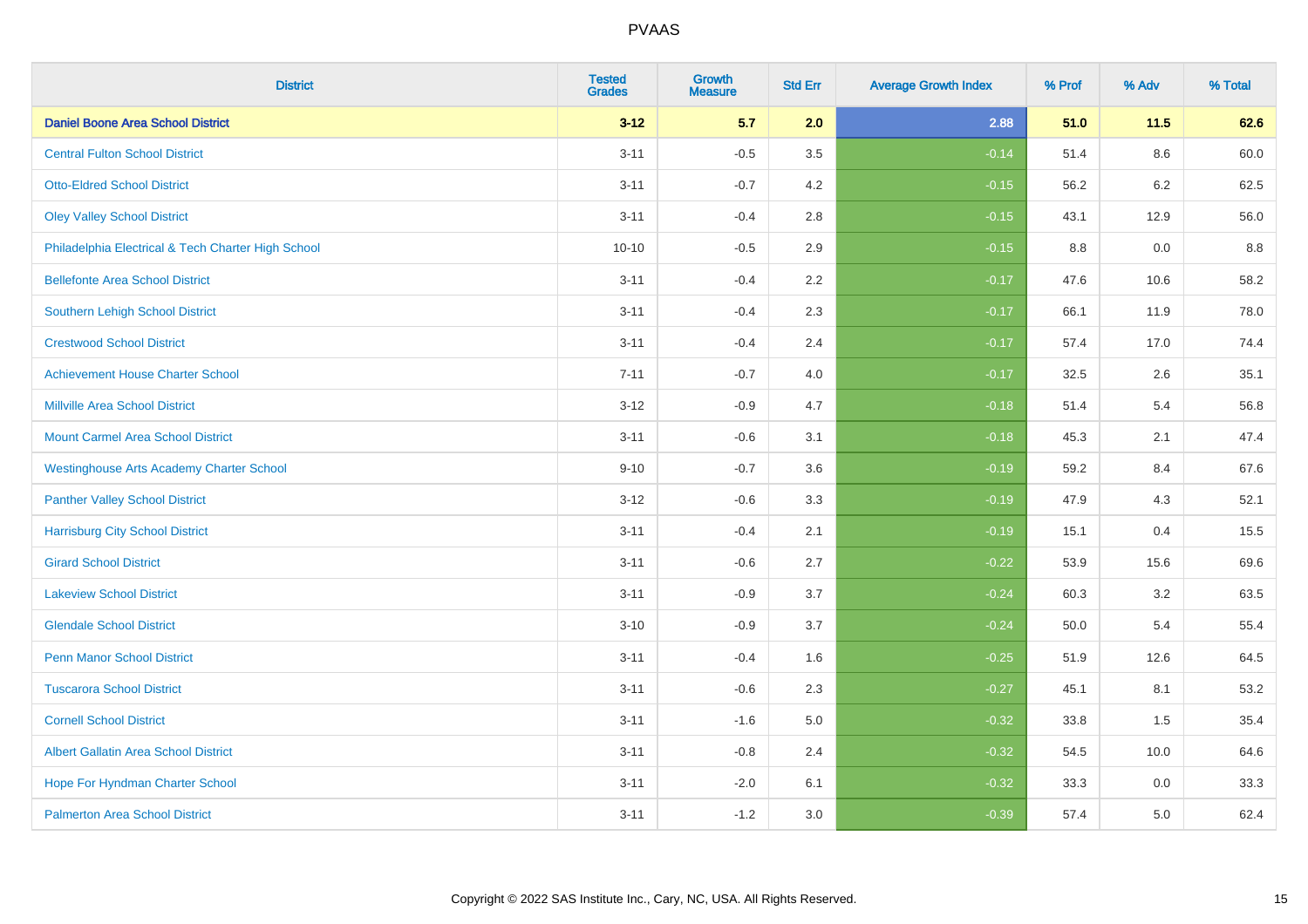| District | Tested Grades | Growth Measure | Std Err | Average Growth Index | % Prof | % Adv | % Total |
|---|---|---|---|---|---|---|---|
| **Daniel Boone Area School District** | **3-12** | **5.7** | **2.0** | **2.88** | **51.0** | **11.5** | **62.6** |
| Central Fulton School District | 3-11 | -0.5 | 3.5 | -0.14 | 51.4 | 8.6 | 60.0 |
| Otto-Eldred School District | 3-11 | -0.7 | 4.2 | -0.15 | 56.2 | 6.2 | 62.5 |
| Oley Valley School District | 3-11 | -0.4 | 2.8 | -0.15 | 43.1 | 12.9 | 56.0 |
| Philadelphia Electrical & Tech Charter High School | 10-10 | -0.5 | 2.9 | -0.15 | 8.8 | 0.0 | 8.8 |
| Bellefonte Area School District | 3-11 | -0.4 | 2.2 | -0.17 | 47.6 | 10.6 | 58.2 |
| Southern Lehigh School District | 3-11 | -0.4 | 2.3 | -0.17 | 66.1 | 11.9 | 78.0 |
| Crestwood School District | 3-11 | -0.4 | 2.4 | -0.17 | 57.4 | 17.0 | 74.4 |
| Achievement House Charter School | 7-11 | -0.7 | 4.0 | -0.17 | 32.5 | 2.6 | 35.1 |
| Millville Area School District | 3-12 | -0.9 | 4.7 | -0.18 | 51.4 | 5.4 | 56.8 |
| Mount Carmel Area School District | 3-11 | -0.6 | 3.1 | -0.18 | 45.3 | 2.1 | 47.4 |
| Westinghouse Arts Academy Charter School | 9-10 | -0.7 | 3.6 | -0.19 | 59.2 | 8.4 | 67.6 |
| Panther Valley School District | 3-12 | -0.6 | 3.3 | -0.19 | 47.9 | 4.3 | 52.1 |
| Harrisburg City School District | 3-11 | -0.4 | 2.1 | -0.19 | 15.1 | 0.4 | 15.5 |
| Girard School District | 3-11 | -0.6 | 2.7 | -0.22 | 53.9 | 15.6 | 69.6 |
| Lakeview School District | 3-11 | -0.9 | 3.7 | -0.24 | 60.3 | 3.2 | 63.5 |
| Glendale School District | 3-10 | -0.9 | 3.7 | -0.24 | 50.0 | 5.4 | 55.4 |
| Penn Manor School District | 3-11 | -0.4 | 1.6 | -0.25 | 51.9 | 12.6 | 64.5 |
| Tuscarora School District | 3-11 | -0.6 | 2.3 | -0.27 | 45.1 | 8.1 | 53.2 |
| Cornell School District | 3-11 | -1.6 | 5.0 | -0.32 | 33.8 | 1.5 | 35.4 |
| Albert Gallatin Area School District | 3-11 | -0.8 | 2.4 | -0.32 | 54.5 | 10.0 | 64.6 |
| Hope For Hyndman Charter School | 3-11 | -2.0 | 6.1 | -0.32 | 33.3 | 0.0 | 33.3 |
| Palmerton Area School District | 3-11 | -1.2 | 3.0 | -0.39 | 57.4 | 5.0 | 62.4 |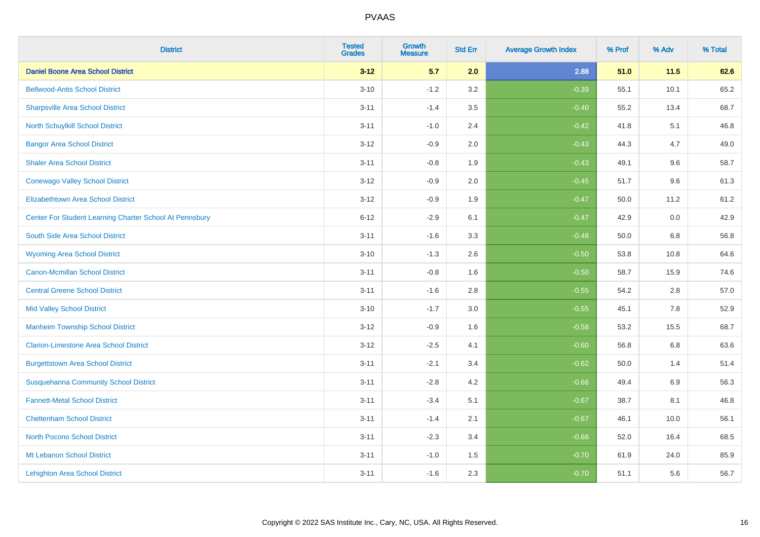# PVAAS

| District | Tested Grades | Growth Measure | Std Err | Average Growth Index | % Prof | % Adv | % Total |
|---|---|---|---|---|---|---|---|
| **Daniel Boone Area School District** | **3-12** | **5.7** | **2.0** | **2.88** | **51.0** | **11.5** | **62.6** |
| Bellwood-Antis School District | 3-10 | -1.2 | 3.2 | -0.39 | 55.1 | 10.1 | 65.2 |
| Sharpsville Area School District | 3-11 | -1.4 | 3.5 | -0.40 | 55.2 | 13.4 | 68.7 |
| North Schuylkill School District | 3-11 | -1.0 | 2.4 | -0.42 | 41.8 | 5.1 | 46.8 |
| Bangor Area School District | 3-12 | -0.9 | 2.0 | -0.43 | 44.3 | 4.7 | 49.0 |
| Shaler Area School District | 3-11 | -0.8 | 1.9 | -0.43 | 49.1 | 9.6 | 58.7 |
| Conewago Valley School District | 3-12 | -0.9 | 2.0 | -0.45 | 51.7 | 9.6 | 61.3 |
| Elizabethtown Area School District | 3-12 | -0.9 | 1.9 | -0.47 | 50.0 | 11.2 | 61.2 |
| Center For Student Learning Charter School At Pennsbury | 6-12 | -2.9 | 6.1 | -0.47 | 42.9 | 0.0 | 42.9 |
| South Side Area School District | 3-11 | -1.6 | 3.3 | -0.48 | 50.0 | 6.8 | 56.8 |
| Wyoming Area School District | 3-10 | -1.3 | 2.6 | -0.50 | 53.8 | 10.8 | 64.6 |
| Canon-Mcmillan School District | 3-11 | -0.8 | 1.6 | -0.50 | 58.7 | 15.9 | 74.6 |
| Central Greene School District | 3-11 | -1.6 | 2.8 | -0.55 | 54.2 | 2.8 | 57.0 |
| Mid Valley School District | 3-10 | -1.7 | 3.0 | -0.55 | 45.1 | 7.8 | 52.9 |
| Manheim Township School District | 3-12 | -0.9 | 1.6 | -0.58 | 53.2 | 15.5 | 68.7 |
| Clarion-Limestone Area School District | 3-12 | -2.5 | 4.1 | -0.60 | 56.8 | 6.8 | 63.6 |
| Burgettstown Area School District | 3-11 | -2.1 | 3.4 | -0.62 | 50.0 | 1.4 | 51.4 |
| Susquehanna Community School District | 3-11 | -2.8 | 4.2 | -0.66 | 49.4 | 6.9 | 56.3 |
| Fannett-Metal School District | 3-11 | -3.4 | 5.1 | -0.67 | 38.7 | 8.1 | 46.8 |
| Cheltenham School District | 3-11 | -1.4 | 2.1 | -0.67 | 46.1 | 10.0 | 56.1 |
| North Pocono School District | 3-11 | -2.3 | 3.4 | -0.68 | 52.0 | 16.4 | 68.5 |
| Mt Lebanon School District | 3-11 | -1.0 | 1.5 | -0.70 | 61.9 | 24.0 | 85.9 |
| Lehighton Area School District | 3-11 | -1.6 | 2.3 | -0.70 | 51.1 | 5.6 | 56.7 |

Copyright © 2022 SAS Institute Inc., Cary, NC, USA. All Rights Reserved.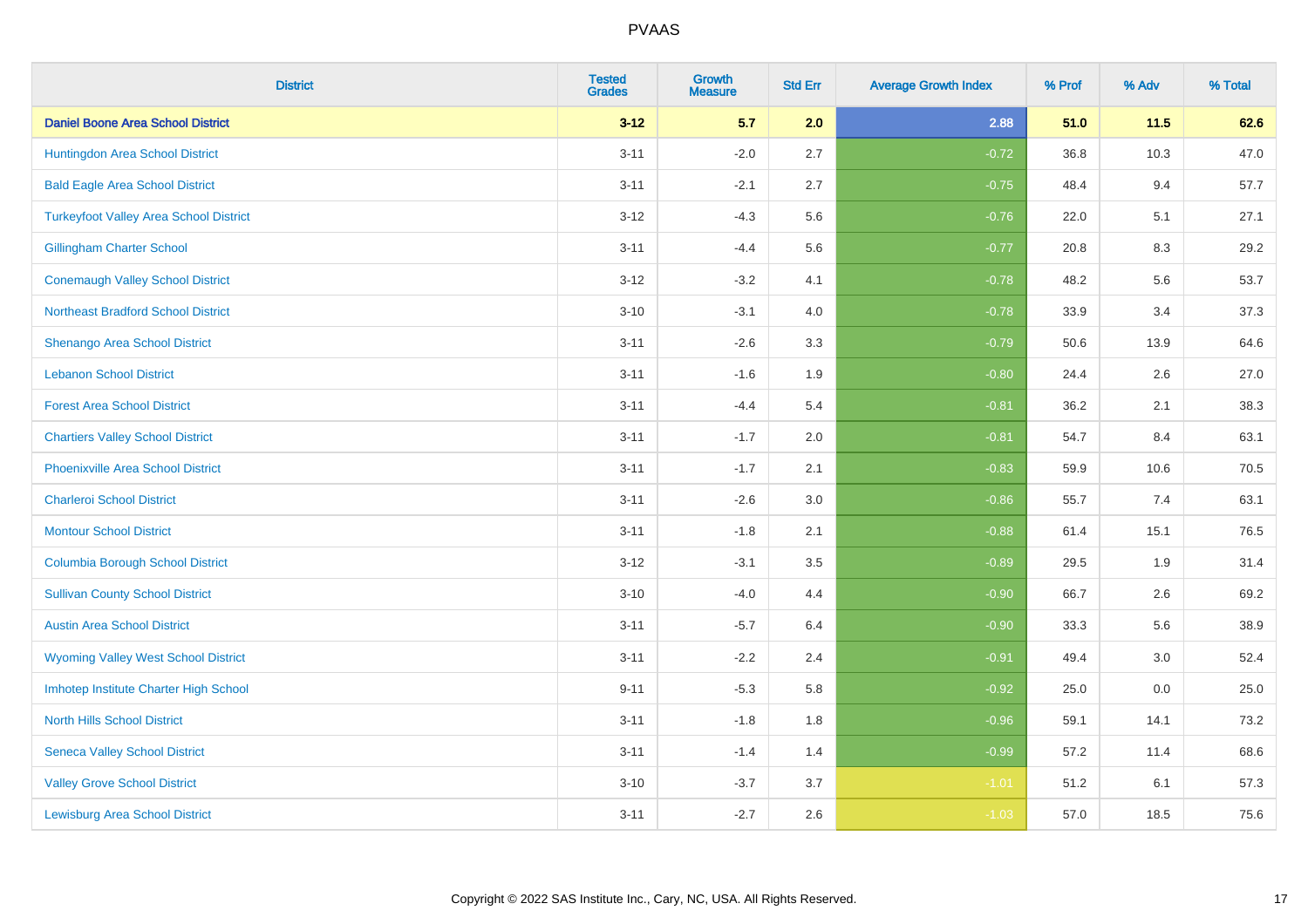# PVAAS

| District | Tested Grades | Growth Measure | Std Err | Average Growth Index | % Prof | % Adv | % Total |
|---|---|---|---|---|---|---|---|
| **Daniel Boone Area School District** | **3-12** | **5.7** | **2.0** | **2.88** | **51.0** | **11.5** | **62.6** |
| Huntingdon Area School District | 3-11 | -2.0 | 2.7 | -0.72 | 36.8 | 10.3 | 47.0 |
| Bald Eagle Area School District | 3-11 | -2.1 | 2.7 | -0.75 | 48.4 | 9.4 | 57.7 |
| Turkeyfoot Valley Area School District | 3-12 | -4.3 | 5.6 | -0.76 | 22.0 | 5.1 | 27.1 |
| Gillingham Charter School | 3-11 | -4.4 | 5.6 | -0.77 | 20.8 | 8.3 | 29.2 |
| Conemaugh Valley School District | 3-12 | -3.2 | 4.1 | -0.78 | 48.2 | 5.6 | 53.7 |
| Northeast Bradford School District | 3-10 | -3.1 | 4.0 | -0.78 | 33.9 | 3.4 | 37.3 |
| Shenango Area School District | 3-11 | -2.6 | 3.3 | -0.79 | 50.6 | 13.9 | 64.6 |
| Lebanon School District | 3-11 | -1.6 | 1.9 | -0.80 | 24.4 | 2.6 | 27.0 |
| Forest Area School District | 3-11 | -4.4 | 5.4 | -0.81 | 36.2 | 2.1 | 38.3 |
| Chartiers Valley School District | 3-11 | -1.7 | 2.0 | -0.81 | 54.7 | 8.4 | 63.1 |
| Phoenixville Area School District | 3-11 | -1.7 | 2.1 | -0.83 | 59.9 | 10.6 | 70.5 |
| Charleroi School District | 3-11 | -2.6 | 3.0 | -0.86 | 55.7 | 7.4 | 63.1 |
| Montour School District | 3-11 | -1.8 | 2.1 | -0.88 | 61.4 | 15.1 | 76.5 |
| Columbia Borough School District | 3-12 | -3.1 | 3.5 | -0.89 | 29.5 | 1.9 | 31.4 |
| Sullivan County School District | 3-10 | -4.0 | 4.4 | -0.90 | 66.7 | 2.6 | 69.2 |
| Austin Area School District | 3-11 | -5.7 | 6.4 | -0.90 | 33.3 | 5.6 | 38.9 |
| Wyoming Valley West School District | 3-11 | -2.2 | 2.4 | -0.91 | 49.4 | 3.0 | 52.4 |
| Imhotep Institute Charter High School | 9-11 | -5.3 | 5.8 | -0.92 | 25.0 | 0.0 | 25.0 |
| North Hills School District | 3-11 | -1.8 | 1.8 | -0.96 | 59.1 | 14.1 | 73.2 |
| Seneca Valley School District | 3-11 | -1.4 | 1.4 | -0.99 | 57.2 | 11.4 | 68.6 |
| Valley Grove School District | 3-10 | -3.7 | 3.7 | -1.01 | 51.2 | 6.1 | 57.3 |
| Lewisburg Area School District | 3-11 | -2.7 | 2.6 | -1.03 | 57.0 | 18.5 | 75.6 |

Copyright © 2022 SAS Institute Inc., Cary, NC, USA. All Rights Reserved.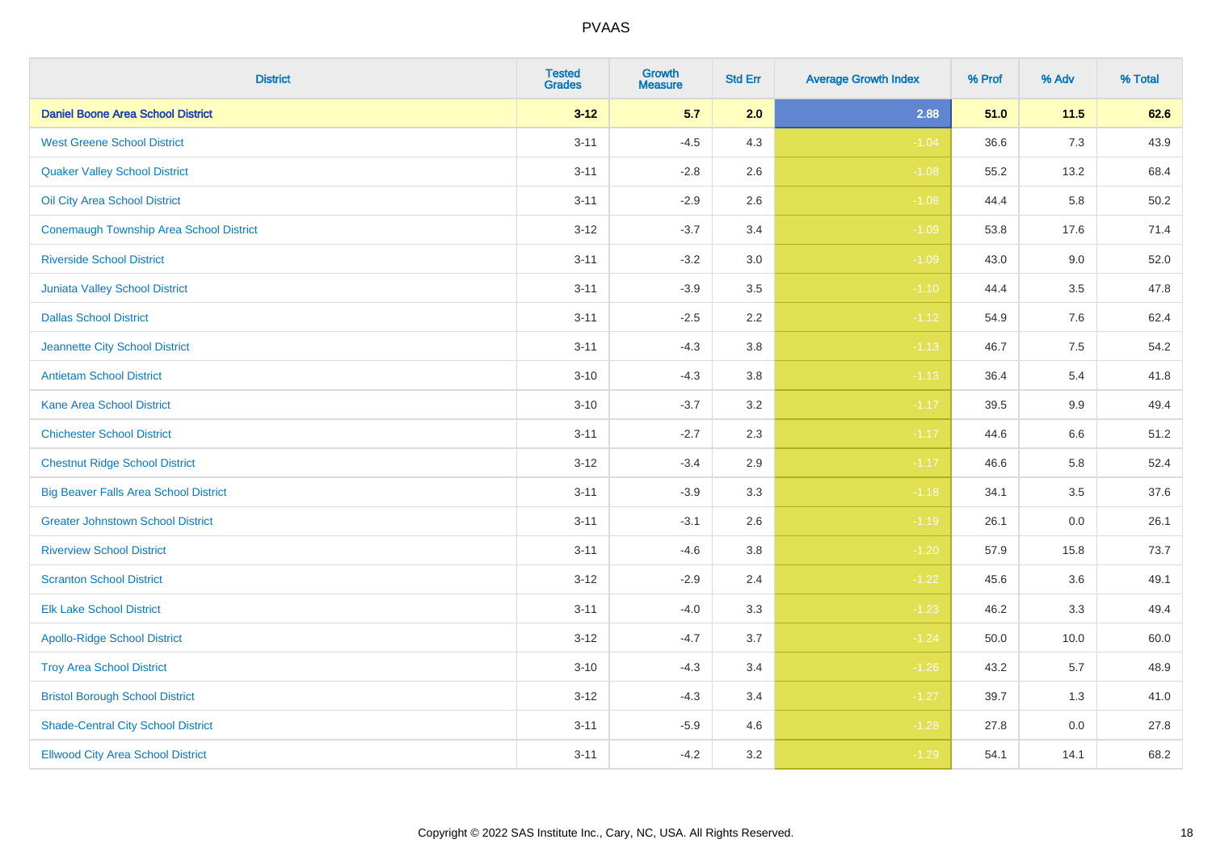PVAAS

| District | Tested Grades | Growth Measure | Std Err | Average Growth Index | % Prof | % Adv | % Total |
|---|---|---|---|---|---|---|---|
| **Daniel Boone Area School District** | **3-12** | **5.7** | **2.0** | **2.88** | **51.0** | **11.5** | **62.6** |
| West Greene School District | 3-11 | -4.5 | 4.3 | -1.04 | 36.6 | 7.3 | 43.9 |
| Quaker Valley School District | 3-11 | -2.8 | 2.6 | -1.08 | 55.2 | 13.2 | 68.4 |
| Oil City Area School District | 3-11 | -2.9 | 2.6 | -1.08 | 44.4 | 5.8 | 50.2 |
| Conemaugh Township Area School District | 3-12 | -3.7 | 3.4 | -1.09 | 53.8 | 17.6 | 71.4 |
| Riverside School District | 3-11 | -3.2 | 3.0 | -1.09 | 43.0 | 9.0 | 52.0 |
| Juniata Valley School District | 3-11 | -3.9 | 3.5 | -1.10 | 44.4 | 3.5 | 47.8 |
| Dallas School District | 3-11 | -2.5 | 2.2 | -1.12 | 54.9 | 7.6 | 62.4 |
| Jeannette City School District | 3-11 | -4.3 | 3.8 | -1.13 | 46.7 | 7.5 | 54.2 |
| Antietam School District | 3-10 | -4.3 | 3.8 | -1.13 | 36.4 | 5.4 | 41.8 |
| Kane Area School District | 3-10 | -3.7 | 3.2 | -1.17 | 39.5 | 9.9 | 49.4 |
| Chichester School District | 3-11 | -2.7 | 2.3 | -1.17 | 44.6 | 6.6 | 51.2 |
| Chestnut Ridge School District | 3-12 | -3.4 | 2.9 | -1.17 | 46.6 | 5.8 | 52.4 |
| Big Beaver Falls Area School District | 3-11 | -3.9 | 3.3 | -1.18 | 34.1 | 3.5 | 37.6 |
| Greater Johnstown School District | 3-11 | -3.1 | 2.6 | -1.19 | 26.1 | 0.0 | 26.1 |
| Riverview School District | 3-11 | -4.6 | 3.8 | -1.20 | 57.9 | 15.8 | 73.7 |
| Scranton School District | 3-12 | -2.9 | 2.4 | -1.22 | 45.6 | 3.6 | 49.1 |
| Elk Lake School District | 3-11 | -4.0 | 3.3 | -1.23 | 46.2 | 3.3 | 49.4 |
| Apollo-Ridge School District | 3-12 | -4.7 | 3.7 | -1.24 | 50.0 | 10.0 | 60.0 |
| Troy Area School District | 3-10 | -4.3 | 3.4 | -1.26 | 43.2 | 5.7 | 48.9 |
| Bristol Borough School District | 3-12 | -4.3 | 3.4 | -1.27 | 39.7 | 1.3 | 41.0 |
| Shade-Central City School District | 3-11 | -5.9 | 4.6 | -1.28 | 27.8 | 0.0 | 27.8 |
| Ellwood City Area School District | 3-11 | -4.2 | 3.2 | -1.29 | 54.1 | 14.1 | 68.2 |

Copyright © 2022 SAS Institute Inc., Cary, NC, USA. All Rights Reserved.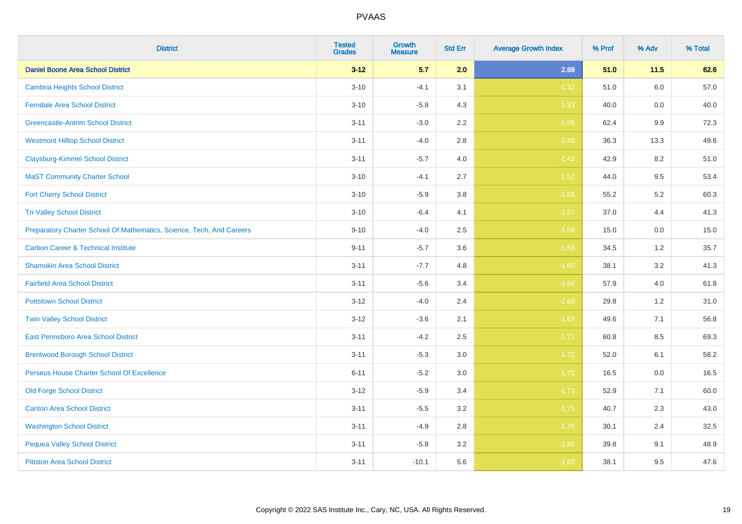# PVAAS

| District | Tested Grades | Growth Measure | Std Err | Average Growth Index | % Prof | % Adv | % Total |
|---|---|---|---|---|---|---|---|
| **Daniel Boone Area School District** | **3-12** | **5.7** | **2.0** | **2.88** | **51.0** | **11.5** | **62.6** |
| Cambria Heights School District | 3-10 | -4.1 | 3.1 | -1.32 | 51.0 | 6.0 | 57.0 |
| Ferndale Area School District | 3-10 | -5.8 | 4.3 | -1.33 | 40.0 | 0.0 | 40.0 |
| Greencastle-Antrim School District | 3-11 | -3.0 | 2.2 | -1.36 | 62.4 | 9.9 | 72.3 |
| Westmont Hilltop School District | 3-11 | -4.0 | 2.8 | -1.40 | 36.3 | 13.3 | 49.6 |
| Claysburg-Kimmel School District | 3-11 | -5.7 | 4.0 | -1.42 | 42.9 | 8.2 | 51.0 |
| MaST Community Charter School | 3-10 | -4.1 | 2.7 | -1.52 | 44.0 | 9.5 | 53.4 |
| Fort Cherry School District | 3-10 | -5.9 | 3.8 | -1.56 | 55.2 | 5.2 | 60.3 |
| Tri-Valley School District | 3-10 | -6.4 | 4.1 | -1.57 | 37.0 | 4.4 | 41.3 |
| Preparatory Charter School Of Mathematics, Science, Tech, And Careers | 9-10 | -4.0 | 2.5 | -1.59 | 15.0 | 0.0 | 15.0 |
| Carbon Career & Technical Institute | 9-11 | -5.7 | 3.6 | -1.59 | 34.5 | 1.2 | 35.7 |
| Shamokin Area School District | 3-11 | -7.7 | 4.8 | -1.60 | 38.1 | 3.2 | 41.3 |
| Fairfield Area School District | 3-11 | -5.6 | 3.4 | -1.66 | 57.9 | 4.0 | 61.8 |
| Pottstown School District | 3-12 | -4.0 | 2.4 | -1.68 | 29.8 | 1.2 | 31.0 |
| Twin Valley School District | 3-12 | -3.6 | 2.1 | -1.69 | 49.6 | 7.1 | 56.8 |
| East Pennsboro Area School District | 3-11 | -4.2 | 2.5 | -1.71 | 60.8 | 8.5 | 69.3 |
| Brentwood Borough School District | 3-11 | -5.3 | 3.0 | -1.72 | 52.0 | 6.1 | 58.2 |
| Perseus House Charter School Of Excellence | 6-11 | -5.2 | 3.0 | -1.72 | 16.5 | 0.0 | 16.5 |
| Old Forge School District | 3-12 | -5.9 | 3.4 | -1.73 | 52.9 | 7.1 | 60.0 |
| Canton Area School District | 3-11 | -5.5 | 3.2 | -1.75 | 40.7 | 2.3 | 43.0 |
| Washington School District | 3-11 | -4.9 | 2.8 | -1.76 | 30.1 | 2.4 | 32.5 |
| Pequea Valley School District | 3-11 | -5.8 | 3.2 | -1.80 | 39.8 | 9.1 | 48.9 |
| Pittston Area School District | 3-11 | -10.1 | 5.6 | -1.80 | 38.1 | 9.5 | 47.6 |

Copyright © 2022 SAS Institute Inc., Cary, NC, USA. All Rights Reserved.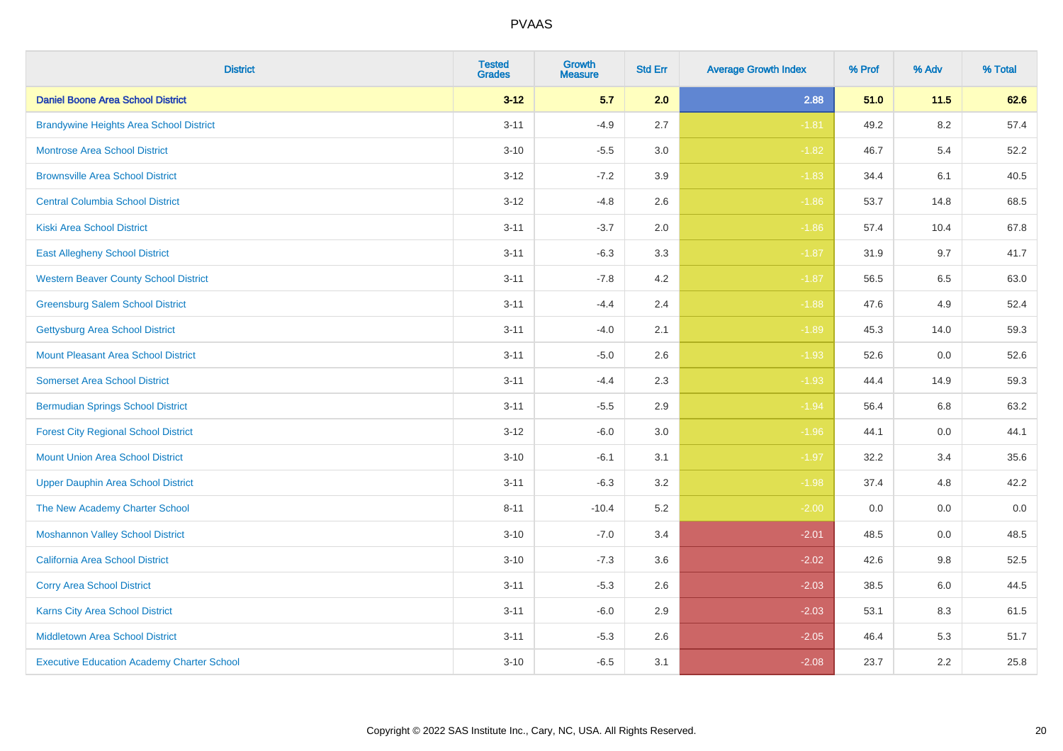| District | Tested Grades | Growth Measure | Std Err | Average Growth Index | % Prof | % Adv | % Total |
|---|---|---|---|---|---|---|---|
| **Daniel Boone Area School District** | **3-12** | **5.7** | **2.0** | **2.88** | **51.0** | **11.5** | **62.6** |
| Brandywine Heights Area School District | 3-11 | -4.9 | 2.7 | -1.81 | 49.2 | 8.2 | 57.4 |
| Montrose Area School District | 3-10 | -5.5 | 3.0 | -1.82 | 46.7 | 5.4 | 52.2 |
| Brownsville Area School District | 3-12 | -7.2 | 3.9 | -1.83 | 34.4 | 6.1 | 40.5 |
| Central Columbia School District | 3-12 | -4.8 | 2.6 | -1.86 | 53.7 | 14.8 | 68.5 |
| Kiski Area School District | 3-11 | -3.7 | 2.0 | -1.86 | 57.4 | 10.4 | 67.8 |
| East Allegheny School District | 3-11 | -6.3 | 3.3 | -1.87 | 31.9 | 9.7 | 41.7 |
| Western Beaver County School District | 3-11 | -7.8 | 4.2 | -1.87 | 56.5 | 6.5 | 63.0 |
| Greensburg Salem School District | 3-11 | -4.4 | 2.4 | -1.88 | 47.6 | 4.9 | 52.4 |
| Gettysburg Area School District | 3-11 | -4.0 | 2.1 | -1.89 | 45.3 | 14.0 | 59.3 |
| Mount Pleasant Area School District | 3-11 | -5.0 | 2.6 | -1.93 | 52.6 | 0.0 | 52.6 |
| Somerset Area School District | 3-11 | -4.4 | 2.3 | -1.93 | 44.4 | 14.9 | 59.3 |
| Bermudian Springs School District | 3-11 | -5.5 | 2.9 | -1.94 | 56.4 | 6.8 | 63.2 |
| Forest City Regional School District | 3-12 | -6.0 | 3.0 | -1.96 | 44.1 | 0.0 | 44.1 |
| Mount Union Area School District | 3-10 | -6.1 | 3.1 | -1.97 | 32.2 | 3.4 | 35.6 |
| Upper Dauphin Area School District | 3-11 | -6.3 | 3.2 | -1.98 | 37.4 | 4.8 | 42.2 |
| The New Academy Charter School | 8-11 | -10.4 | 5.2 | -2.00 | 0.0 | 0.0 | 0.0 |
| Moshannon Valley School District | 3-10 | -7.0 | 3.4 | -2.01 | 48.5 | 0.0 | 48.5 |
| California Area School District | 3-10 | -7.3 | 3.6 | -2.02 | 42.6 | 9.8 | 52.5 |
| Corry Area School District | 3-11 | -5.3 | 2.6 | -2.03 | 38.5 | 6.0 | 44.5 |
| Karns City Area School District | 3-11 | -6.0 | 2.9 | -2.03 | 53.1 | 8.3 | 61.5 |
| Middletown Area School District | 3-11 | -5.3 | 2.6 | -2.05 | 46.4 | 5.3 | 51.7 |
| Executive Education Academy Charter School | 3-10 | -6.5 | 3.1 | -2.08 | 23.7 | 2.2 | 25.8 |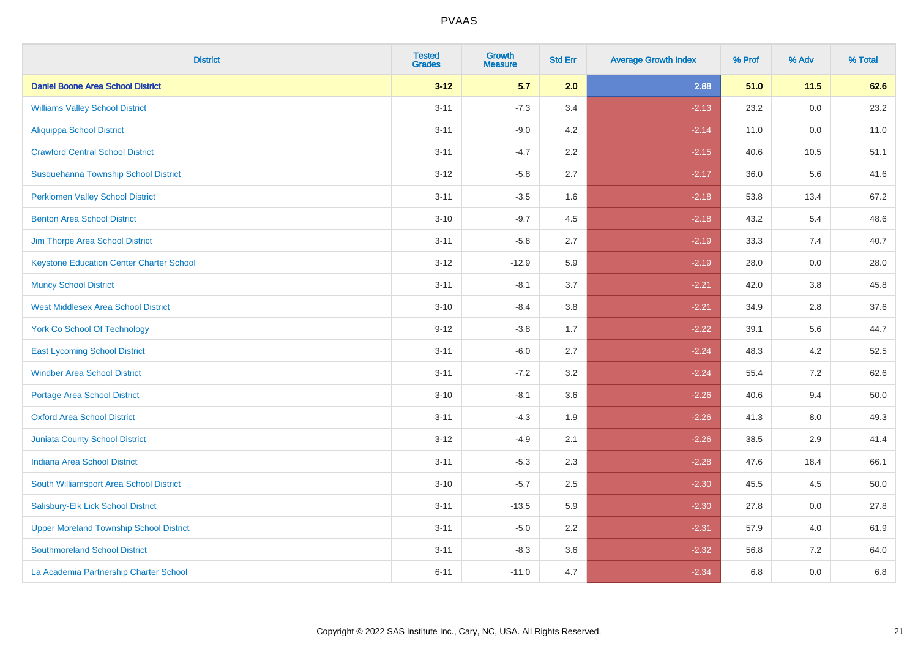| District | Tested Grades | Growth Measure | Std Err | Average Growth Index | % Prof | % Adv | % Total |
|---|---|---|---|---|---|---|---|
| **Daniel Boone Area School District** | **3-12** | **5.7** | **2.0** | **2.88** | **51.0** | **11.5** | **62.6** |
| Williams Valley School District | 3-11 | -7.3 | 3.4 | -2.13 | 23.2 | 0.0 | 23.2 |
| Aliquippa School District | 3-11 | -9.0 | 4.2 | -2.14 | 11.0 | 0.0 | 11.0 |
| Crawford Central School District | 3-11 | -4.7 | 2.2 | -2.15 | 40.6 | 10.5 | 51.1 |
| Susquehanna Township School District | 3-12 | -5.8 | 2.7 | -2.17 | 36.0 | 5.6 | 41.6 |
| Perkiomen Valley School District | 3-11 | -3.5 | 1.6 | -2.18 | 53.8 | 13.4 | 67.2 |
| Benton Area School District | 3-10 | -9.7 | 4.5 | -2.18 | 43.2 | 5.4 | 48.6 |
| Jim Thorpe Area School District | 3-11 | -5.8 | 2.7 | -2.19 | 33.3 | 7.4 | 40.7 |
| Keystone Education Center Charter School | 3-12 | -12.9 | 5.9 | -2.19 | 28.0 | 0.0 | 28.0 |
| Muncy School District | 3-11 | -8.1 | 3.7 | -2.21 | 42.0 | 3.8 | 45.8 |
| West Middlesex Area School District | 3-10 | -8.4 | 3.8 | -2.21 | 34.9 | 2.8 | 37.6 |
| York Co School Of Technology | 9-12 | -3.8 | 1.7 | -2.22 | 39.1 | 5.6 | 44.7 |
| East Lycoming School District | 3-11 | -6.0 | 2.7 | -2.24 | 48.3 | 4.2 | 52.5 |
| Windber Area School District | 3-11 | -7.2 | 3.2 | -2.24 | 55.4 | 7.2 | 62.6 |
| Portage Area School District | 3-10 | -8.1 | 3.6 | -2.26 | 40.6 | 9.4 | 50.0 |
| Oxford Area School District | 3-11 | -4.3 | 1.9 | -2.26 | 41.3 | 8.0 | 49.3 |
| Juniata County School District | 3-12 | -4.9 | 2.1 | -2.26 | 38.5 | 2.9 | 41.4 |
| Indiana Area School District | 3-11 | -5.3 | 2.3 | -2.28 | 47.6 | 18.4 | 66.1 |
| South Williamsport Area School District | 3-10 | -5.7 | 2.5 | -2.30 | 45.5 | 4.5 | 50.0 |
| Salisbury-Elk Lick School District | 3-11 | -13.5 | 5.9 | -2.30 | 27.8 | 0.0 | 27.8 |
| Upper Moreland Township School District | 3-11 | -5.0 | 2.2 | -2.31 | 57.9 | 4.0 | 61.9 |
| Southmoreland School District | 3-11 | -8.3 | 3.6 | -2.32 | 56.8 | 7.2 | 64.0 |
| La Academia Partnership Charter School | 6-11 | -11.0 | 4.7 | -2.34 | 6.8 | 0.0 | 6.8 |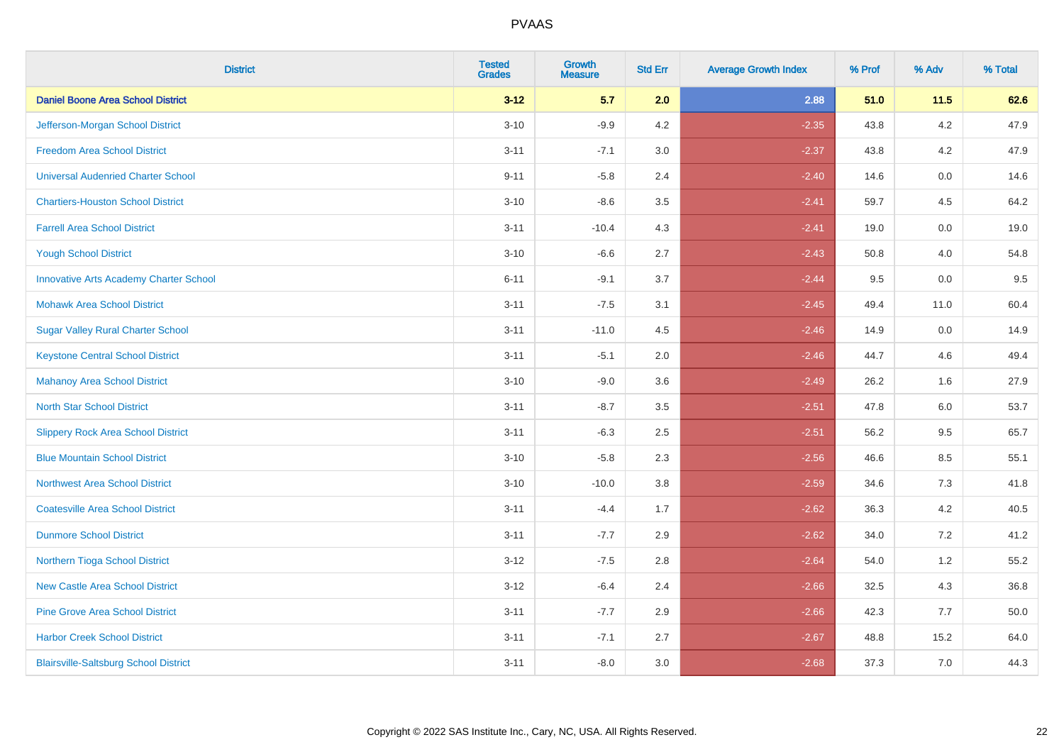# PVAAS

| District | Tested Grades | Growth Measure | Std Err | Average Growth Index | % Prof | % Adv | % Total |
|---|---|---|---|---|---|---|---|
| **Daniel Boone Area School District** | **3-12** | **5.7** | **2.0** | **2.88** | **51.0** | **11.5** | **62.6** |
| Jefferson-Morgan School District | 3-10 | -9.9 | 4.2 | -2.35 | 43.8 | 4.2 | 47.9 |
| Freedom Area School District | 3-11 | -7.1 | 3.0 | -2.37 | 43.8 | 4.2 | 47.9 |
| Universal Audenried Charter School | 9-11 | -5.8 | 2.4 | -2.40 | 14.6 | 0.0 | 14.6 |
| Chartiers-Houston School District | 3-10 | -8.6 | 3.5 | -2.41 | 59.7 | 4.5 | 64.2 |
| Farrell Area School District | 3-11 | -10.4 | 4.3 | -2.41 | 19.0 | 0.0 | 19.0 |
| Yough School District | 3-10 | -6.6 | 2.7 | -2.43 | 50.8 | 4.0 | 54.8 |
| Innovative Arts Academy Charter School | 6-11 | -9.1 | 3.7 | -2.44 | 9.5 | 0.0 | 9.5 |
| Mohawk Area School District | 3-11 | -7.5 | 3.1 | -2.45 | 49.4 | 11.0 | 60.4 |
| Sugar Valley Rural Charter School | 3-11 | -11.0 | 4.5 | -2.46 | 14.9 | 0.0 | 14.9 |
| Keystone Central School District | 3-11 | -5.1 | 2.0 | -2.46 | 44.7 | 4.6 | 49.4 |
| Mahanoy Area School District | 3-10 | -9.0 | 3.6 | -2.49 | 26.2 | 1.6 | 27.9 |
| North Star School District | 3-11 | -8.7 | 3.5 | -2.51 | 47.8 | 6.0 | 53.7 |
| Slippery Rock Area School District | 3-11 | -6.3 | 2.5 | -2.51 | 56.2 | 9.5 | 65.7 |
| Blue Mountain School District | 3-10 | -5.8 | 2.3 | -2.56 | 46.6 | 8.5 | 55.1 |
| Northwest Area School District | 3-10 | -10.0 | 3.8 | -2.59 | 34.6 | 7.3 | 41.8 |
| Coatesville Area School District | 3-11 | -4.4 | 1.7 | -2.62 | 36.3 | 4.2 | 40.5 |
| Dunmore School District | 3-11 | -7.7 | 2.9 | -2.62 | 34.0 | 7.2 | 41.2 |
| Northern Tioga School District | 3-12 | -7.5 | 2.8 | -2.64 | 54.0 | 1.2 | 55.2 |
| New Castle Area School District | 3-12 | -6.4 | 2.4 | -2.66 | 32.5 | 4.3 | 36.8 |
| Pine Grove Area School District | 3-11 | -7.7 | 2.9 | -2.66 | 42.3 | 7.7 | 50.0 |
| Harbor Creek School District | 3-11 | -7.1 | 2.7 | -2.67 | 48.8 | 15.2 | 64.0 |
| Blairsville-Saltsburg School District | 3-11 | -8.0 | 3.0 | -2.68 | 37.3 | 7.0 | 44.3 |

Copyright © 2022 SAS Institute Inc., Cary, NC, USA. All Rights Reserved.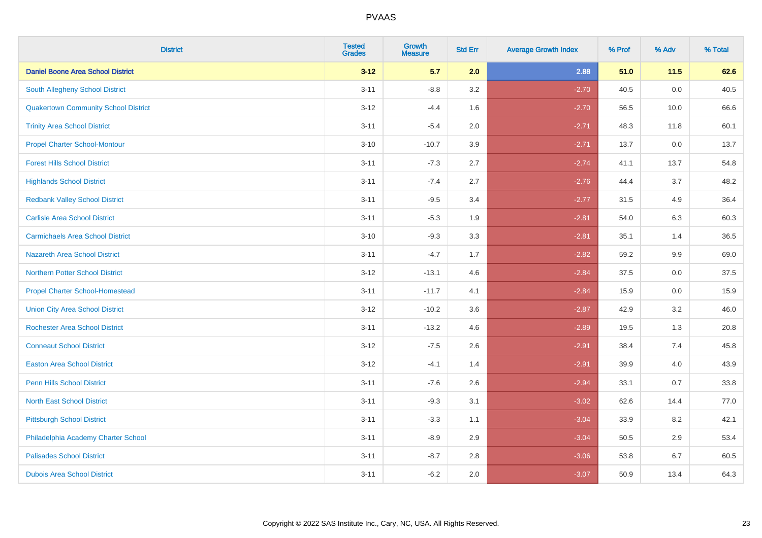| District | Tested Grades | Growth Measure | Std Err | Average Growth Index | % Prof | % Adv | % Total |
|---|---|---|---|---|---|---|---|
| **Daniel Boone Area School District** | **3-12** | **5.7** | **2.0** | **2.88** | **51.0** | **11.5** | **62.6** |
| South Allegheny School District | 3-11 | -8.8 | 3.2 | -2.70 | 40.5 | 0.0 | 40.5 |
| Quakertown Community School District | 3-12 | -4.4 | 1.6 | -2.70 | 56.5 | 10.0 | 66.6 |
| Trinity Area School District | 3-11 | -5.4 | 2.0 | -2.71 | 48.3 | 11.8 | 60.1 |
| Propel Charter School-Montour | 3-10 | -10.7 | 3.9 | -2.71 | 13.7 | 0.0 | 13.7 |
| Forest Hills School District | 3-11 | -7.3 | 2.7 | -2.74 | 41.1 | 13.7 | 54.8 |
| Highlands School District | 3-11 | -7.4 | 2.7 | -2.76 | 44.4 | 3.7 | 48.2 |
| Redbank Valley School District | 3-11 | -9.5 | 3.4 | -2.77 | 31.5 | 4.9 | 36.4 |
| Carlisle Area School District | 3-11 | -5.3 | 1.9 | -2.81 | 54.0 | 6.3 | 60.3 |
| Carmichaels Area School District | 3-10 | -9.3 | 3.3 | -2.81 | 35.1 | 1.4 | 36.5 |
| Nazareth Area School District | 3-11 | -4.7 | 1.7 | -2.82 | 59.2 | 9.9 | 69.0 |
| Northern Potter School District | 3-12 | -13.1 | 4.6 | -2.84 | 37.5 | 0.0 | 37.5 |
| Propel Charter School-Homestead | 3-11 | -11.7 | 4.1 | -2.84 | 15.9 | 0.0 | 15.9 |
| Union City Area School District | 3-12 | -10.2 | 3.6 | -2.87 | 42.9 | 3.2 | 46.0 |
| Rochester Area School District | 3-11 | -13.2 | 4.6 | -2.89 | 19.5 | 1.3 | 20.8 |
| Conneaut School District | 3-12 | -7.5 | 2.6 | -2.91 | 38.4 | 7.4 | 45.8 |
| Easton Area School District | 3-12 | -4.1 | 1.4 | -2.91 | 39.9 | 4.0 | 43.9 |
| Penn Hills School District | 3-11 | -7.6 | 2.6 | -2.94 | 33.1 | 0.7 | 33.8 |
| North East School District | 3-11 | -9.3 | 3.1 | -3.02 | 62.6 | 14.4 | 77.0 |
| Pittsburgh School District | 3-11 | -3.3 | 1.1 | -3.04 | 33.9 | 8.2 | 42.1 |
| Philadelphia Academy Charter School | 3-11 | -8.9 | 2.9 | -3.04 | 50.5 | 2.9 | 53.4 |
| Palisades School District | 3-11 | -8.7 | 2.8 | -3.06 | 53.8 | 6.7 | 60.5 |
| Dubois Area School District | 3-11 | -6.2 | 2.0 | -3.07 | 50.9 | 13.4 | 64.3 |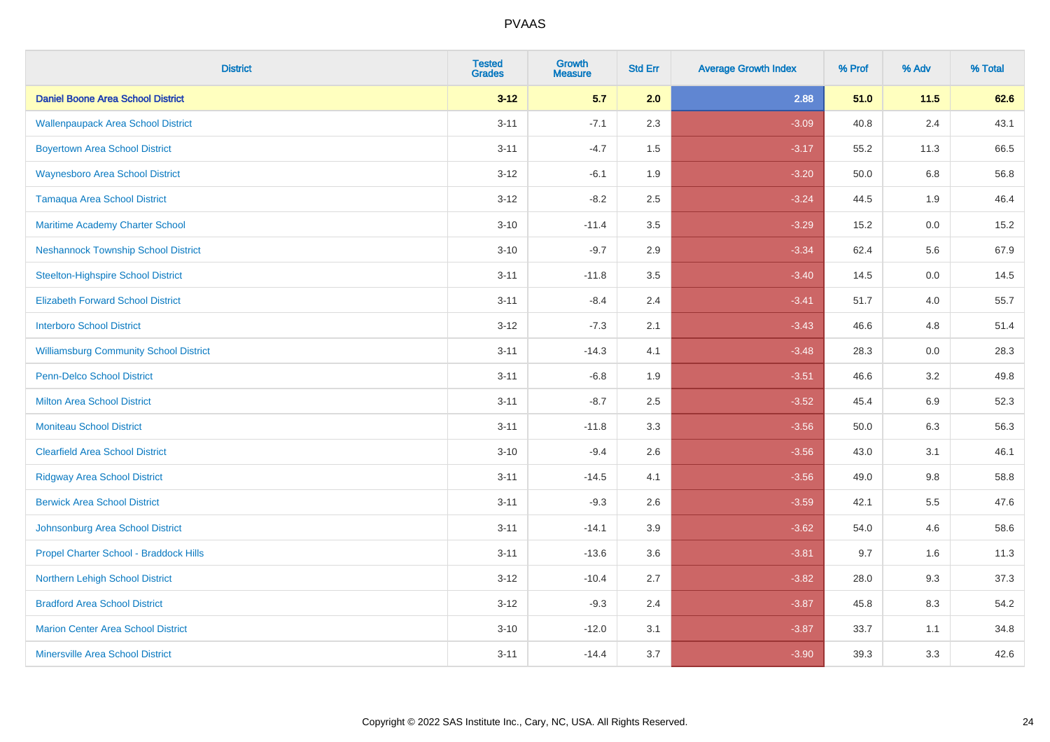PVAAS

| District | Tested Grades | Growth Measure | Std Err | Average Growth Index | % Prof | % Adv | % Total |
|---|---|---|---|---|---|---|---|
| **Daniel Boone Area School District** | **3-12** | **5.7** | **2.0** | **2.88** | **51.0** | **11.5** | **62.6** |
| Wallenpaupack Area School District | 3-11 | -7.1 | 2.3 | -3.09 | 40.8 | 2.4 | 43.1 |
| Boyertown Area School District | 3-11 | -4.7 | 1.5 | -3.17 | 55.2 | 11.3 | 66.5 |
| Waynesboro Area School District | 3-12 | -6.1 | 1.9 | -3.20 | 50.0 | 6.8 | 56.8 |
| Tamaqua Area School District | 3-12 | -8.2 | 2.5 | -3.24 | 44.5 | 1.9 | 46.4 |
| Maritime Academy Charter School | 3-10 | -11.4 | 3.5 | -3.29 | 15.2 | 0.0 | 15.2 |
| Neshannock Township School District | 3-10 | -9.7 | 2.9 | -3.34 | 62.4 | 5.6 | 67.9 |
| Steelton-Highspire School District | 3-11 | -11.8 | 3.5 | -3.40 | 14.5 | 0.0 | 14.5 |
| Elizabeth Forward School District | 3-11 | -8.4 | 2.4 | -3.41 | 51.7 | 4.0 | 55.7 |
| Interboro School District | 3-12 | -7.3 | 2.1 | -3.43 | 46.6 | 4.8 | 51.4 |
| Williamsburg Community School District | 3-11 | -14.3 | 4.1 | -3.48 | 28.3 | 0.0 | 28.3 |
| Penn-Delco School District | 3-11 | -6.8 | 1.9 | -3.51 | 46.6 | 3.2 | 49.8 |
| Milton Area School District | 3-11 | -8.7 | 2.5 | -3.52 | 45.4 | 6.9 | 52.3 |
| Moniteau School District | 3-11 | -11.8 | 3.3 | -3.56 | 50.0 | 6.3 | 56.3 |
| Clearfield Area School District | 3-10 | -9.4 | 2.6 | -3.56 | 43.0 | 3.1 | 46.1 |
| Ridgway Area School District | 3-11 | -14.5 | 4.1 | -3.56 | 49.0 | 9.8 | 58.8 |
| Berwick Area School District | 3-11 | -9.3 | 2.6 | -3.59 | 42.1 | 5.5 | 47.6 |
| Johnsonburg Area School District | 3-11 | -14.1 | 3.9 | -3.62 | 54.0 | 4.6 | 58.6 |
| Propel Charter School - Braddock Hills | 3-11 | -13.6 | 3.6 | -3.81 | 9.7 | 1.6 | 11.3 |
| Northern Lehigh School District | 3-12 | -10.4 | 2.7 | -3.82 | 28.0 | 9.3 | 37.3 |
| Bradford Area School District | 3-12 | -9.3 | 2.4 | -3.87 | 45.8 | 8.3 | 54.2 |
| Marion Center Area School District | 3-10 | -12.0 | 3.1 | -3.87 | 33.7 | 1.1 | 34.8 |
| Minersville Area School District | 3-11 | -14.4 | 3.7 | -3.90 | 39.3 | 3.3 | 42.6 |

Copyright © 2022 SAS Institute Inc., Cary, NC, USA. All Rights Reserved.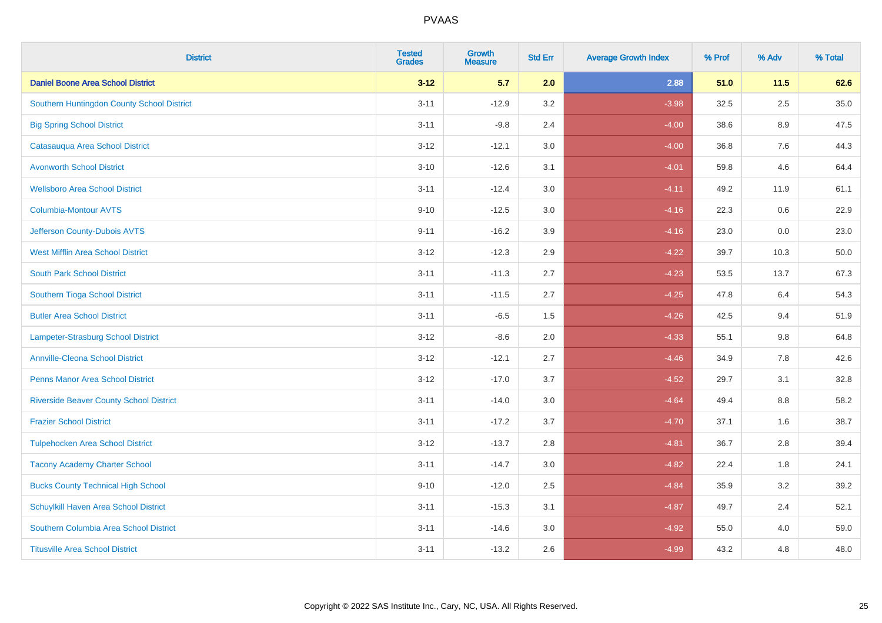| District | Tested Grades | Growth Measure | Std Err | Average Growth Index | % Prof | % Adv | % Total |
|---|---|---|---|---|---|---|---|
| **Daniel Boone Area School District** | **3-12** | **5.7** | **2.0** | **2.88** | **51.0** | **11.5** | **62.6** |
| Southern Huntingdon County School District | 3-11 | -12.9 | 3.2 | -3.98 | 32.5 | 2.5 | 35.0 |
| Big Spring School District | 3-11 | -9.8 | 2.4 | -4.00 | 38.6 | 8.9 | 47.5 |
| Catasauqua Area School District | 3-12 | -12.1 | 3.0 | -4.00 | 36.8 | 7.6 | 44.3 |
| Avonworth School District | 3-10 | -12.6 | 3.1 | -4.01 | 59.8 | 4.6 | 64.4 |
| Wellsboro Area School District | 3-11 | -12.4 | 3.0 | -4.11 | 49.2 | 11.9 | 61.1 |
| Columbia-Montour AVTS | 9-10 | -12.5 | 3.0 | -4.16 | 22.3 | 0.6 | 22.9 |
| Jefferson County-Dubois AVTS | 9-11 | -16.2 | 3.9 | -4.16 | 23.0 | 0.0 | 23.0 |
| West Mifflin Area School District | 3-12 | -12.3 | 2.9 | -4.22 | 39.7 | 10.3 | 50.0 |
| South Park School District | 3-11 | -11.3 | 2.7 | -4.23 | 53.5 | 13.7 | 67.3 |
| Southern Tioga School District | 3-11 | -11.5 | 2.7 | -4.25 | 47.8 | 6.4 | 54.3 |
| Butler Area School District | 3-11 | -6.5 | 1.5 | -4.26 | 42.5 | 9.4 | 51.9 |
| Lampeter-Strasburg School District | 3-12 | -8.6 | 2.0 | -4.33 | 55.1 | 9.8 | 64.8 |
| Annville-Cleona School District | 3-12 | -12.1 | 2.7 | -4.46 | 34.9 | 7.8 | 42.6 |
| Penns Manor Area School District | 3-12 | -17.0 | 3.7 | -4.52 | 29.7 | 3.1 | 32.8 |
| Riverside Beaver County School District | 3-11 | -14.0 | 3.0 | -4.64 | 49.4 | 8.8 | 58.2 |
| Frazier School District | 3-11 | -17.2 | 3.7 | -4.70 | 37.1 | 1.6 | 38.7 |
| Tulpehocken Area School District | 3-12 | -13.7 | 2.8 | -4.81 | 36.7 | 2.8 | 39.4 |
| Tacony Academy Charter School | 3-11 | -14.7 | 3.0 | -4.82 | 22.4 | 1.8 | 24.1 |
| Bucks County Technical High School | 9-10 | -12.0 | 2.5 | -4.84 | 35.9 | 3.2 | 39.2 |
| Schuylkill Haven Area School District | 3-11 | -15.3 | 3.1 | -4.87 | 49.7 | 2.4 | 52.1 |
| Southern Columbia Area School District | 3-11 | -14.6 | 3.0 | -4.92 | 55.0 | 4.0 | 59.0 |
| Titusville Area School District | 3-11 | -13.2 | 2.6 | -4.99 | 43.2 | 4.8 | 48.0 |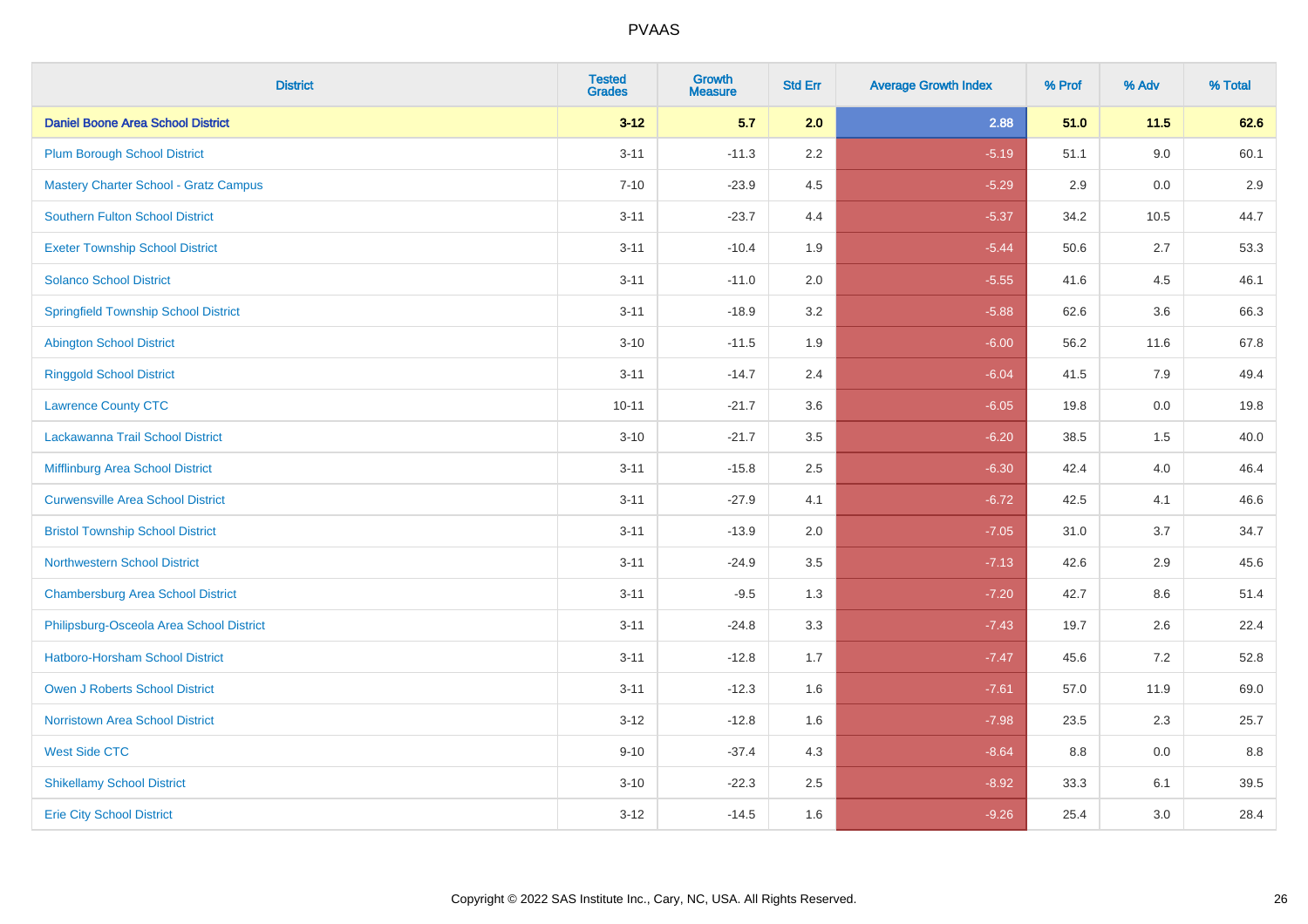| District | Tested Grades | Growth Measure | Std Err | Average Growth Index | % Prof | % Adv | % Total |
|---|---|---|---|---|---|---|---|
| **Daniel Boone Area School District** | **3-12** | **5.7** | **2.0** | **2.88** | **51.0** | **11.5** | **62.6** |
| Plum Borough School District | 3-11 | -11.3 | 2.2 | -5.19 | 51.1 | 9.0 | 60.1 |
| Mastery Charter School - Gratz Campus | 7-10 | -23.9 | 4.5 | -5.29 | 2.9 | 0.0 | 2.9 |
| Southern Fulton School District | 3-11 | -23.7 | 4.4 | -5.37 | 34.2 | 10.5 | 44.7 |
| Exeter Township School District | 3-11 | -10.4 | 1.9 | -5.44 | 50.6 | 2.7 | 53.3 |
| Solanco School District | 3-11 | -11.0 | 2.0 | -5.55 | 41.6 | 4.5 | 46.1 |
| Springfield Township School District | 3-11 | -18.9 | 3.2 | -5.88 | 62.6 | 3.6 | 66.3 |
| Abington School District | 3-10 | -11.5 | 1.9 | -6.00 | 56.2 | 11.6 | 67.8 |
| Ringgold School District | 3-11 | -14.7 | 2.4 | -6.04 | 41.5 | 7.9 | 49.4 |
| Lawrence County CTC | 10-11 | -21.7 | 3.6 | -6.05 | 19.8 | 0.0 | 19.8 |
| Lackawanna Trail School District | 3-10 | -21.7 | 3.5 | -6.20 | 38.5 | 1.5 | 40.0 |
| Mifflinburg Area School District | 3-11 | -15.8 | 2.5 | -6.30 | 42.4 | 4.0 | 46.4 |
| Curwensville Area School District | 3-11 | -27.9 | 4.1 | -6.72 | 42.5 | 4.1 | 46.6 |
| Bristol Township School District | 3-11 | -13.9 | 2.0 | -7.05 | 31.0 | 3.7 | 34.7 |
| Northwestern School District | 3-11 | -24.9 | 3.5 | -7.13 | 42.6 | 2.9 | 45.6 |
| Chambersburg Area School District | 3-11 | -9.5 | 1.3 | -7.20 | 42.7 | 8.6 | 51.4 |
| Philipsburg-Osceola Area School District | 3-11 | -24.8 | 3.3 | -7.43 | 19.7 | 2.6 | 22.4 |
| Hatboro-Horsham School District | 3-11 | -12.8 | 1.7 | -7.47 | 45.6 | 7.2 | 52.8 |
| Owen J Roberts School District | 3-11 | -12.3 | 1.6 | -7.61 | 57.0 | 11.9 | 69.0 |
| Norristown Area School District | 3-12 | -12.8 | 1.6 | -7.98 | 23.5 | 2.3 | 25.7 |
| West Side CTC | 9-10 | -37.4 | 4.3 | -8.64 | 8.8 | 0.0 | 8.8 |
| Shikellamy School District | 3-10 | -22.3 | 2.5 | -8.92 | 33.3 | 6.1 | 39.5 |
| Erie City School District | 3-12 | -14.5 | 1.6 | -9.26 | 25.4 | 3.0 | 28.4 |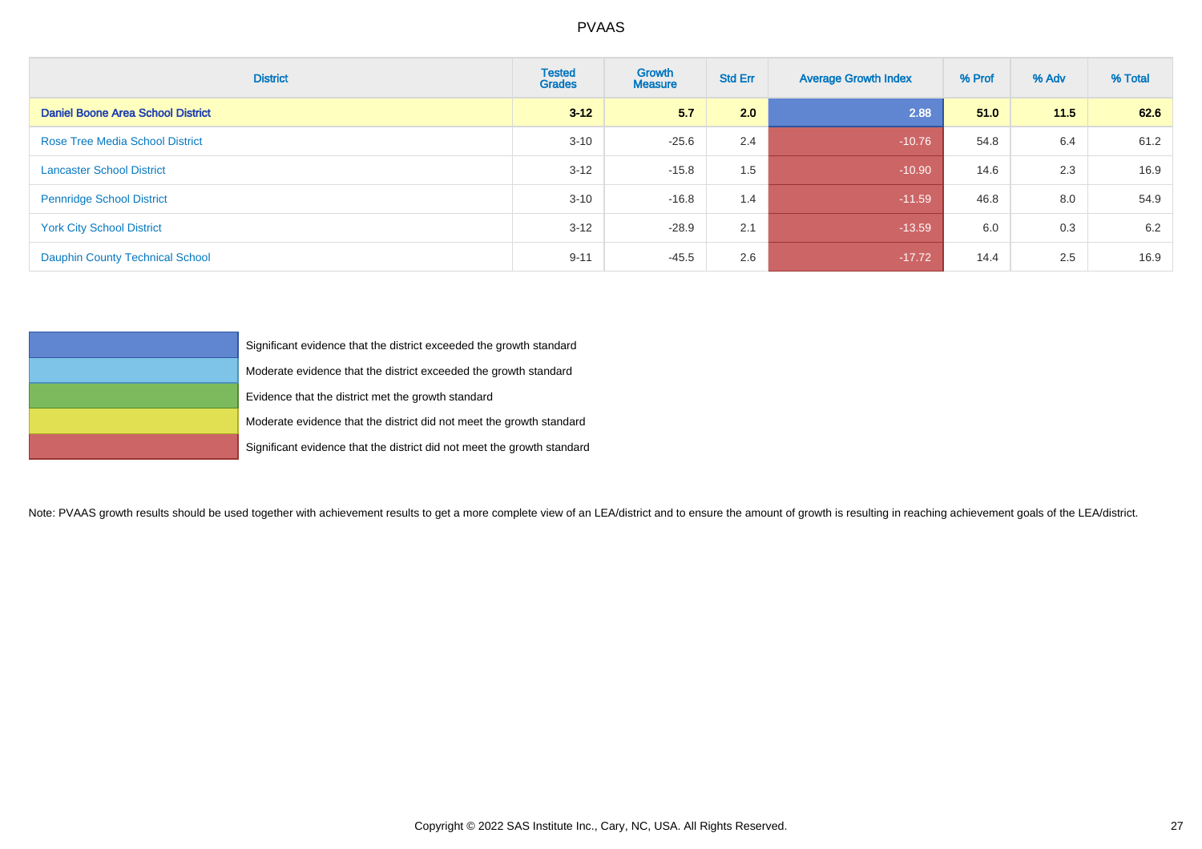# PVAAS

| District | Tested Grades | Growth Measure | Std Err | Average Growth Index | % Prof | % Adv | % Total |
|---|---|---|---|---|---|---|---|
| **Daniel Boone Area School District** | **3-12** | **5.7** | **2.0** | **2.88** | **51.0** | **11.5** | **62.6** |
| Rose Tree Media School District | 3-10 | -25.6 | 2.4 | -10.76 | 54.8 | 6.4 | 61.2 |
| Lancaster School District | 3-12 | -15.8 | 1.5 | -10.90 | 14.6 | 2.3 | 16.9 |
| Pennridge School District | 3-10 | -16.8 | 1.4 | -11.59 | 46.8 | 8.0 | 54.9 |
| York City School District | 3-12 | -28.9 | 2.1 | -13.59 | 6.0 | 0.3 | 6.2 |
| Dauphin County Technical School | 9-11 | -45.5 | 2.6 | -17.72 | 14.4 | 2.5 | 16.9 |

- Significant evidence that the district exceeded the growth standard
- Moderate evidence that the district exceeded the growth standard
- Evidence that the district met the growth standard
- Moderate evidence that the district did not meet the growth standard
- Significant evidence that the district did not meet the growth standard

Note: PVAAS growth results should be used together with achievement results to get a more complete view of an LEA/district and to ensure the amount of growth is resulting in reaching achievement goals of the LEA/district.

Copyright © 2022 SAS Institute Inc., Cary, NC, USA. All Rights Reserved.